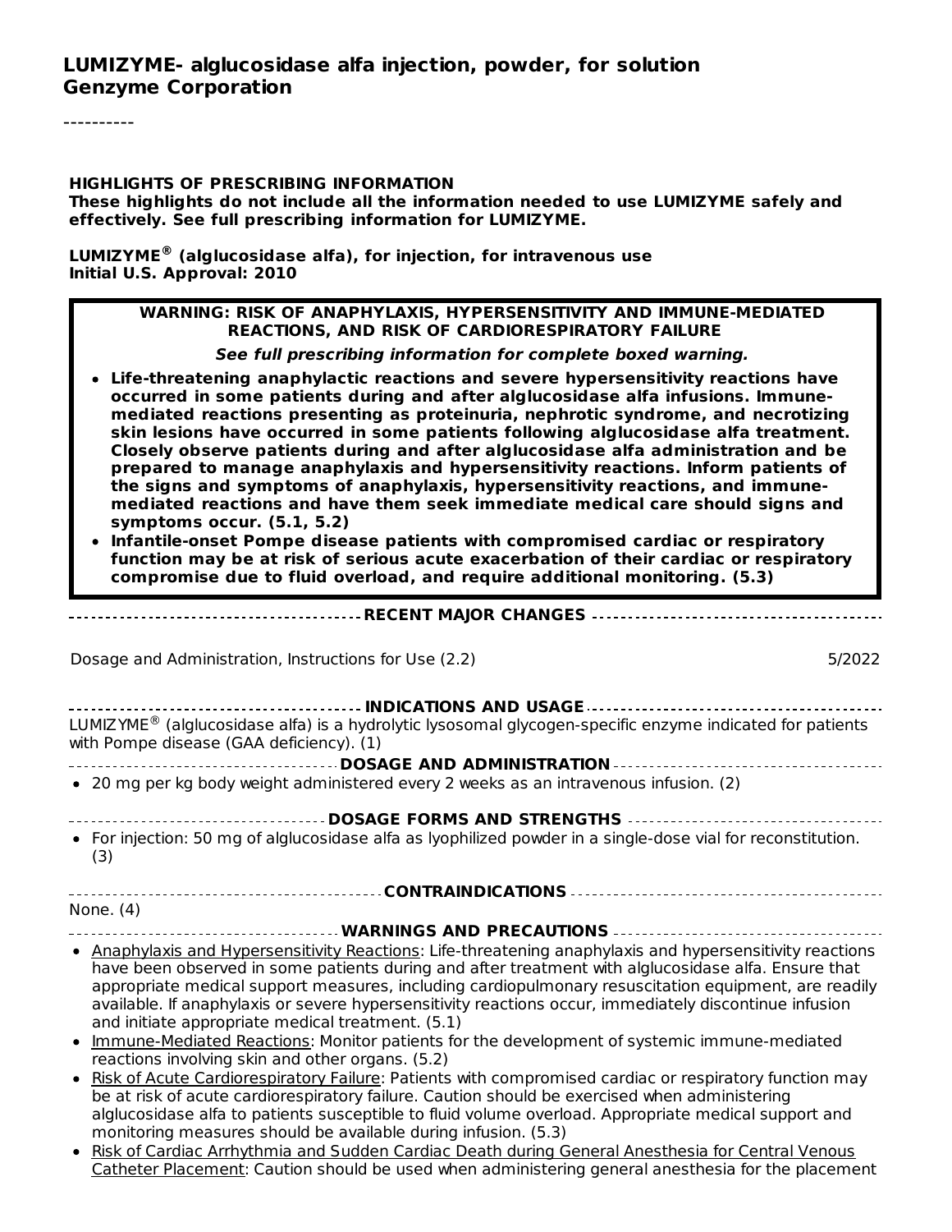**LUMIZYME- alglucosidase alfa injection, powder, for solution**
**Genzyme Corporation**

----------

**HIGHLIGHTS OF PRESCRIBING INFORMATION**
**These highlights do not include all the information needed to use LUMIZYME safely and effectively. See full prescribing information for LUMIZYME.**

**LUMIZYME® (alglucosidase alfa), for injection, for intravenous use**
**Initial U.S. Approval: 2010**

**WARNING: RISK OF ANAPHYLAXIS, HYPERSENSITIVITY AND IMMUNE-MEDIATED REACTIONS, AND RISK OF CARDIORESPIRATORY FAILURE**

***See full prescribing information for complete boxed warning.***

- **Life-threatening anaphylactic reactions and severe hypersensitivity reactions have occurred in some patients during and after alglucosidase alfa infusions. Immune-mediated reactions presenting as proteinuria, nephrotic syndrome, and necrotizing skin lesions have occurred in some patients following alglucosidase alfa treatment. Closely observe patients during and after alglucosidase alfa administration and be prepared to manage anaphylaxis and hypersensitivity reactions. Inform patients of the signs and symptoms of anaphylaxis, hypersensitivity reactions, and immune-mediated reactions and have them seek immediate medical care should signs and symptoms occur. (5.1, 5.2)**
- **Infantile-onset Pompe disease patients with compromised cardiac or respiratory function may be at risk of serious acute exacerbation of their cardiac or respiratory compromise due to fluid overload, and require additional monitoring. (5.3)**

**RECENT MAJOR CHANGES**

Dosage and Administration, Instructions for Use (2.2) 5/2022

**INDICATIONS AND USAGE**

LUMIZYME® (alglucosidase alfa) is a hydrolytic lysosomal glycogen-specific enzyme indicated for patients with Pompe disease (GAA deficiency). (1)

**DOSAGE AND ADMINISTRATION**

- 20 mg per kg body weight administered every 2 weeks as an intravenous infusion. (2)

**DOSAGE FORMS AND STRENGTHS**

- For injection: 50 mg of alglucosidase alfa as lyophilized powder in a single-dose vial for reconstitution. (3)

**CONTRAINDICATIONS**

None. (4)

**WARNINGS AND PRECAUTIONS**

- Anaphylaxis and Hypersensitivity Reactions: Life-threatening anaphylaxis and hypersensitivity reactions have been observed in some patients during and after treatment with alglucosidase alfa. Ensure that appropriate medical support measures, including cardiopulmonary resuscitation equipment, are readily available. If anaphylaxis or severe hypersensitivity reactions occur, immediately discontinue infusion and initiate appropriate medical treatment. (5.1)
- Immune-Mediated Reactions: Monitor patients for the development of systemic immune-mediated reactions involving skin and other organs. (5.2)
- Risk of Acute Cardiorespiratory Failure: Patients with compromised cardiac or respiratory function may be at risk of acute cardiorespiratory failure. Caution should be exercised when administering alglucosidase alfa to patients susceptible to fluid volume overload. Appropriate medical support and monitoring measures should be available during infusion. (5.3)
- Risk of Cardiac Arrhythmia and Sudden Cardiac Death during General Anesthesia for Central Venous Catheter Placement: Caution should be used when administering general anesthesia for the placement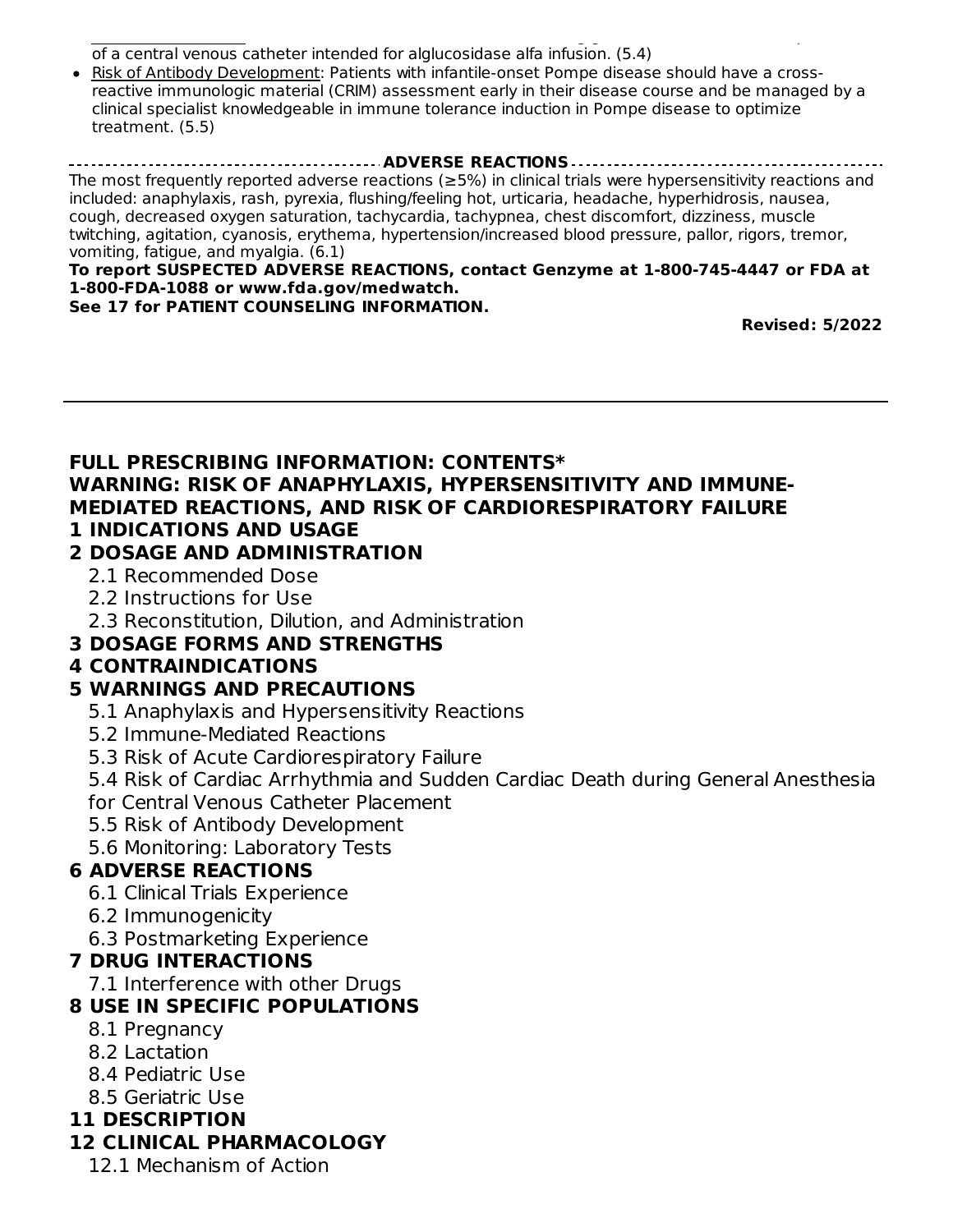of a central venous catheter intended for alglucosidase alfa infusion. (5.4)

- Risk of Antibody Development: Patients with infantile-onset Pompe disease should have a cross-reactive immunologic material (CRIM) assessment early in their disease course and be managed by a clinical specialist knowledgeable in immune tolerance induction in Pompe disease to optimize treatment. (5.5)

**ADVERSE REACTIONS**

The most frequently reported adverse reactions (≥5%) in clinical trials were hypersensitivity reactions and included: anaphylaxis, rash, pyrexia, flushing/feeling hot, urticaria, headache, hyperhidrosis, nausea, cough, decreased oxygen saturation, tachycardia, tachypnea, chest discomfort, dizziness, muscle twitching, agitation, cyanosis, erythema, hypertension/increased blood pressure, pallor, rigors, tremor, vomiting, fatigue, and myalgia. (6.1)

**To report SUSPECTED ADVERSE REACTIONS, contact Genzyme at 1-800-745-4447 or FDA at 1-800-FDA-1088 or www.fda.gov/medwatch.**

**See 17 for PATIENT COUNSELING INFORMATION.**

**Revised: 5/2022**

---

## FULL PRESCRIBING INFORMATION: CONTENTS*

**WARNING: RISK OF ANAPHYLAXIS, HYPERSENSITIVITY AND IMMUNE-MEDIATED REACTIONS, AND RISK OF CARDIORESPIRATORY FAILURE**

**1 INDICATIONS AND USAGE**

**2 DOSAGE AND ADMINISTRATION**

- 2.1 Recommended Dose
- 2.2 Instructions for Use
- 2.3 Reconstitution, Dilution, and Administration

**3 DOSAGE FORMS AND STRENGTHS**

**4 CONTRAINDICATIONS**

**5 WARNINGS AND PRECAUTIONS**

- 5.1 Anaphylaxis and Hypersensitivity Reactions
- 5.2 Immune-Mediated Reactions
- 5.3 Risk of Acute Cardiorespiratory Failure
- 5.4 Risk of Cardiac Arrhythmia and Sudden Cardiac Death during General Anesthesia for Central Venous Catheter Placement
- 5.5 Risk of Antibody Development
- 5.6 Monitoring: Laboratory Tests

**6 ADVERSE REACTIONS**

- 6.1 Clinical Trials Experience
- 6.2 Immunogenicity
- 6.3 Postmarketing Experience

**7 DRUG INTERACTIONS**

- 7.1 Interference with other Drugs

**8 USE IN SPECIFIC POPULATIONS**

- 8.1 Pregnancy
- 8.2 Lactation
- 8.4 Pediatric Use
- 8.5 Geriatric Use

**11 DESCRIPTION**

**12 CLINICAL PHARMACOLOGY**

- 12.1 Mechanism of Action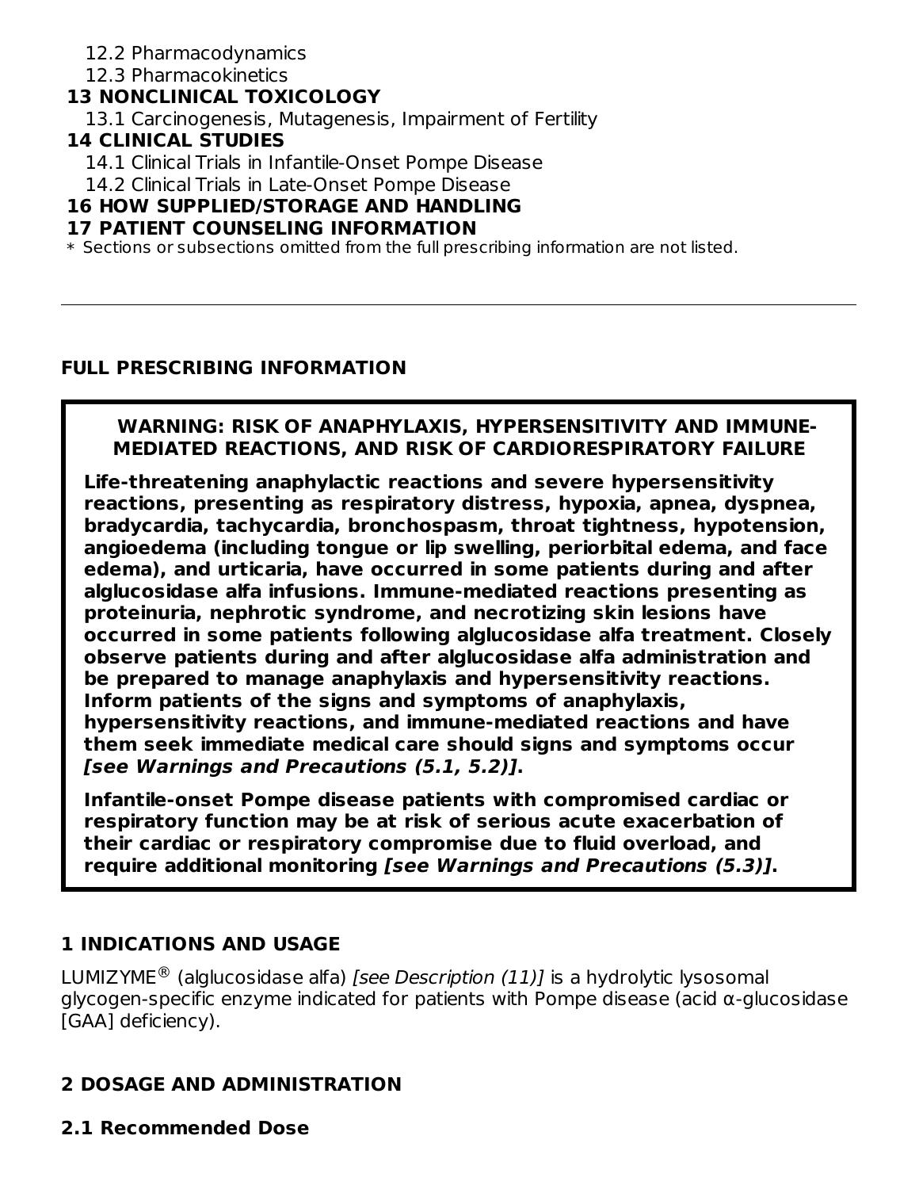12.2 Pharmacodynamics
12.3 Pharmacokinetics

**13 NONCLINICAL TOXICOLOGY**

13.1 Carcinogenesis, Mutagenesis, Impairment of Fertility

**14 CLINICAL STUDIES**

14.1 Clinical Trials in Infantile-Onset Pompe Disease
14.2 Clinical Trials in Late-Onset Pompe Disease

**16 HOW SUPPLIED/STORAGE AND HANDLING**

**17 PATIENT COUNSELING INFORMATION**

* Sections or subsections omitted from the full prescribing information are not listed.

---

## FULL PRESCRIBING INFORMATION

> **WARNING: RISK OF ANAPHYLAXIS, HYPERSENSITIVITY AND IMMUNE-MEDIATED REACTIONS, AND RISK OF CARDIORESPIRATORY FAILURE**
>
> **Life-threatening anaphylactic reactions and severe hypersensitivity reactions, presenting as respiratory distress, hypoxia, apnea, dyspnea, bradycardia, tachycardia, bronchospasm, throat tightness, hypotension, angioedema (including tongue or lip swelling, periorbital edema, and face edema), and urticaria, have occurred in some patients during and after alglucosidase alfa infusions. Immune-mediated reactions presenting as proteinuria, nephrotic syndrome, and necrotizing skin lesions have occurred in some patients following alglucosidase alfa treatment. Closely observe patients during and after alglucosidase alfa administration and be prepared to manage anaphylaxis and hypersensitivity reactions. Inform patients of the signs and symptoms of anaphylaxis, hypersensitivity reactions, and immune-mediated reactions and have them seek immediate medical care should signs and symptoms occur *[see Warnings and Precautions (5.1, 5.2)]*.**
>
> **Infantile-onset Pompe disease patients with compromised cardiac or respiratory function may be at risk of serious acute exacerbation of their cardiac or respiratory compromise due to fluid overload, and require additional monitoring *[see Warnings and Precautions (5.3)]*.**

## 1 INDICATIONS AND USAGE

LUMIZYME® (alglucosidase alfa) *[see Description (11)]* is a hydrolytic lysosomal glycogen-specific enzyme indicated for patients with Pompe disease (acid α-glucosidase [GAA] deficiency).

## 2 DOSAGE AND ADMINISTRATION

### 2.1 Recommended Dose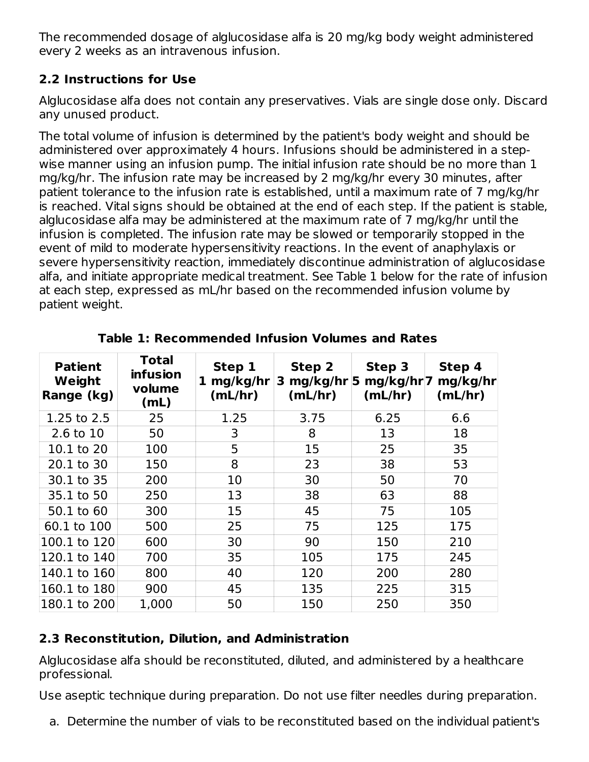The recommended dosage of alglucosidase alfa is 20 mg/kg body weight administered every 2 weeks as an intravenous infusion.

### 2.2 Instructions for Use

Alglucosidase alfa does not contain any preservatives. Vials are single dose only. Discard any unused product.

The total volume of infusion is determined by the patient's body weight and should be administered over approximately 4 hours. Infusions should be administered in a step-wise manner using an infusion pump. The initial infusion rate should be no more than 1 mg/kg/hr. The infusion rate may be increased by 2 mg/kg/hr every 30 minutes, after patient tolerance to the infusion rate is established, until a maximum rate of 7 mg/kg/hr is reached. Vital signs should be obtained at the end of each step. If the patient is stable, alglucosidase alfa may be administered at the maximum rate of 7 mg/kg/hr until the infusion is completed. The infusion rate may be slowed or temporarily stopped in the event of mild to moderate hypersensitivity reactions. In the event of anaphylaxis or severe hypersensitivity reaction, immediately discontinue administration of alglucosidase alfa, and initiate appropriate medical treatment. See Table 1 below for the rate of infusion at each step, expressed as mL/hr based on the recommended infusion volume by patient weight.

**Table 1: Recommended Infusion Volumes and Rates**

| Patient Weight Range (kg) | Total infusion volume (mL) | Step 1 1 mg/kg/hr (mL/hr) | Step 2 3 mg/kg/hr (mL/hr) | Step 3 5 mg/kg/hr (mL/hr) | Step 4 7 mg/kg/hr (mL/hr) |
|---|---|---|---|---|---|
| 1.25 to 2.5 | 25 | 1.25 | 3.75 | 6.25 | 6.6 |
| 2.6 to 10 | 50 | 3 | 8 | 13 | 18 |
| 10.1 to 20 | 100 | 5 | 15 | 25 | 35 |
| 20.1 to 30 | 150 | 8 | 23 | 38 | 53 |
| 30.1 to 35 | 200 | 10 | 30 | 50 | 70 |
| 35.1 to 50 | 250 | 13 | 38 | 63 | 88 |
| 50.1 to 60 | 300 | 15 | 45 | 75 | 105 |
| 60.1 to 100 | 500 | 25 | 75 | 125 | 175 |
| 100.1 to 120 | 600 | 30 | 90 | 150 | 210 |
| 120.1 to 140 | 700 | 35 | 105 | 175 | 245 |
| 140.1 to 160 | 800 | 40 | 120 | 200 | 280 |
| 160.1 to 180 | 900 | 45 | 135 | 225 | 315 |
| 180.1 to 200 | 1,000 | 50 | 150 | 250 | 350 |

### 2.3 Reconstitution, Dilution, and Administration

Alglucosidase alfa should be reconstituted, diluted, and administered by a healthcare professional.

Use aseptic technique during preparation. Do not use filter needles during preparation.

a. Determine the number of vials to be reconstituted based on the individual patient's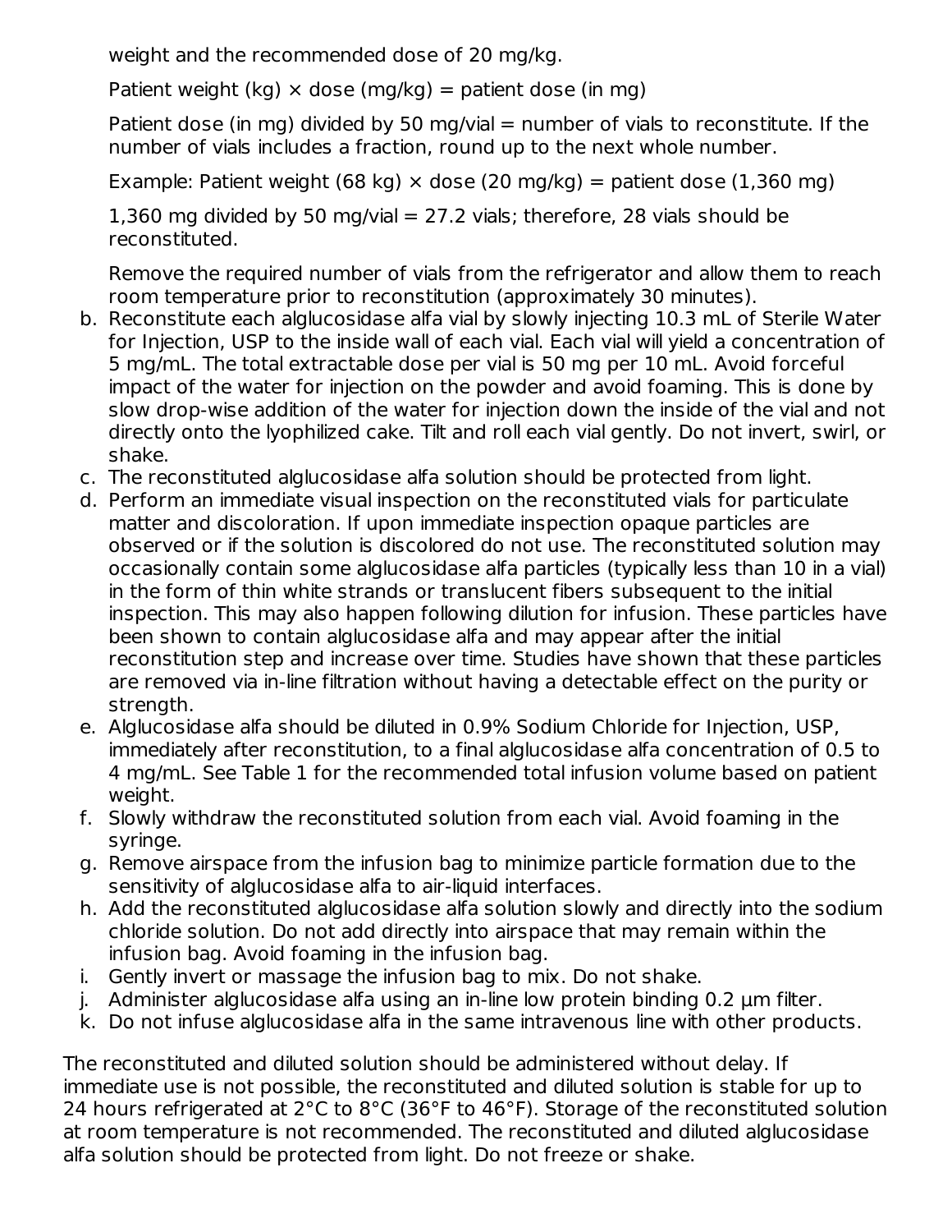weight and the recommended dose of 20 mg/kg.

Patient weight (kg) × dose (mg/kg) = patient dose (in mg)

Patient dose (in mg) divided by 50 mg/vial = number of vials to reconstitute. If the number of vials includes a fraction, round up to the next whole number.

Example: Patient weight (68 kg) × dose (20 mg/kg) = patient dose (1,360 mg)

1,360 mg divided by 50 mg/vial = 27.2 vials; therefore, 28 vials should be reconstituted.

Remove the required number of vials from the refrigerator and allow them to reach room temperature prior to reconstitution (approximately 30 minutes).

b. Reconstitute each alglucosidase alfa vial by slowly injecting 10.3 mL of Sterile Water for Injection, USP to the inside wall of each vial. Each vial will yield a concentration of 5 mg/mL. The total extractable dose per vial is 50 mg per 10 mL. Avoid forceful impact of the water for injection on the powder and avoid foaming. This is done by slow drop-wise addition of the water for injection down the inside of the vial and not directly onto the lyophilized cake. Tilt and roll each vial gently. Do not invert, swirl, or shake.
c. The reconstituted alglucosidase alfa solution should be protected from light.
d. Perform an immediate visual inspection on the reconstituted vials for particulate matter and discoloration. If upon immediate inspection opaque particles are observed or if the solution is discolored do not use. The reconstituted solution may occasionally contain some alglucosidase alfa particles (typically less than 10 in a vial) in the form of thin white strands or translucent fibers subsequent to the initial inspection. This may also happen following dilution for infusion. These particles have been shown to contain alglucosidase alfa and may appear after the initial reconstitution step and increase over time. Studies have shown that these particles are removed via in-line filtration without having a detectable effect on the purity or strength.
e. Alglucosidase alfa should be diluted in 0.9% Sodium Chloride for Injection, USP, immediately after reconstitution, to a final alglucosidase alfa concentration of 0.5 to 4 mg/mL. See Table 1 for the recommended total infusion volume based on patient weight.
f. Slowly withdraw the reconstituted solution from each vial. Avoid foaming in the syringe.
g. Remove airspace from the infusion bag to minimize particle formation due to the sensitivity of alglucosidase alfa to air-liquid interfaces.
h. Add the reconstituted alglucosidase alfa solution slowly and directly into the sodium chloride solution. Do not add directly into airspace that may remain within the infusion bag. Avoid foaming in the infusion bag.
i. Gently invert or massage the infusion bag to mix. Do not shake.
j. Administer alglucosidase alfa using an in-line low protein binding 0.2 µm filter.
k. Do not infuse alglucosidase alfa in the same intravenous line with other products.

The reconstituted and diluted solution should be administered without delay. If immediate use is not possible, the reconstituted and diluted solution is stable for up to 24 hours refrigerated at 2°C to 8°C (36°F to 46°F). Storage of the reconstituted solution at room temperature is not recommended. The reconstituted and diluted alglucosidase alfa solution should be protected from light. Do not freeze or shake.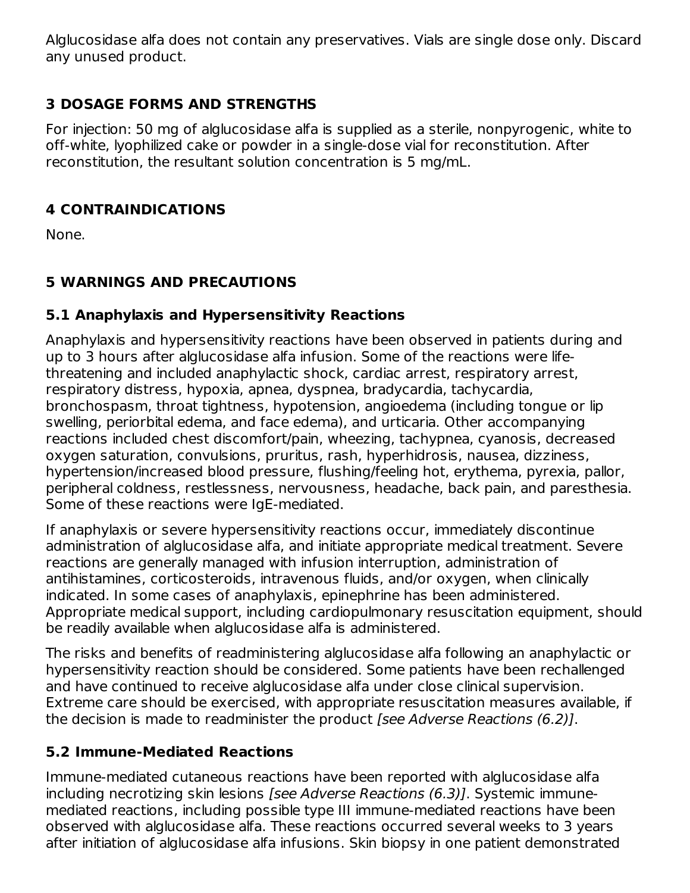Alglucosidase alfa does not contain any preservatives. Vials are single dose only. Discard any unused product.

## 3 DOSAGE FORMS AND STRENGTHS

For injection: 50 mg of alglucosidase alfa is supplied as a sterile, nonpyrogenic, white to off-white, lyophilized cake or powder in a single-dose vial for reconstitution. After reconstitution, the resultant solution concentration is 5 mg/mL.

## 4 CONTRAINDICATIONS

None.

## 5 WARNINGS AND PRECAUTIONS

### 5.1 Anaphylaxis and Hypersensitivity Reactions

Anaphylaxis and hypersensitivity reactions have been observed in patients during and up to 3 hours after alglucosidase alfa infusion. Some of the reactions were life-threatening and included anaphylactic shock, cardiac arrest, respiratory arrest, respiratory distress, hypoxia, apnea, dyspnea, bradycardia, tachycardia, bronchospasm, throat tightness, hypotension, angioedema (including tongue or lip swelling, periorbital edema, and face edema), and urticaria. Other accompanying reactions included chest discomfort/pain, wheezing, tachypnea, cyanosis, decreased oxygen saturation, convulsions, pruritus, rash, hyperhidrosis, nausea, dizziness, hypertension/increased blood pressure, flushing/feeling hot, erythema, pyrexia, pallor, peripheral coldness, restlessness, nervousness, headache, back pain, and paresthesia. Some of these reactions were IgE-mediated.

If anaphylaxis or severe hypersensitivity reactions occur, immediately discontinue administration of alglucosidase alfa, and initiate appropriate medical treatment. Severe reactions are generally managed with infusion interruption, administration of antihistamines, corticosteroids, intravenous fluids, and/or oxygen, when clinically indicated. In some cases of anaphylaxis, epinephrine has been administered. Appropriate medical support, including cardiopulmonary resuscitation equipment, should be readily available when alglucosidase alfa is administered.

The risks and benefits of readministering alglucosidase alfa following an anaphylactic or hypersensitivity reaction should be considered. Some patients have been rechallenged and have continued to receive alglucosidase alfa under close clinical supervision. Extreme care should be exercised, with appropriate resuscitation measures available, if the decision is made to readminister the product *[see Adverse Reactions (6.2)]*.

### 5.2 Immune-Mediated Reactions

Immune-mediated cutaneous reactions have been reported with alglucosidase alfa including necrotizing skin lesions *[see Adverse Reactions (6.3)]*. Systemic immune-mediated reactions, including possible type III immune-mediated reactions have been observed with alglucosidase alfa. These reactions occurred several weeks to 3 years after initiation of alglucosidase alfa infusions. Skin biopsy in one patient demonstrated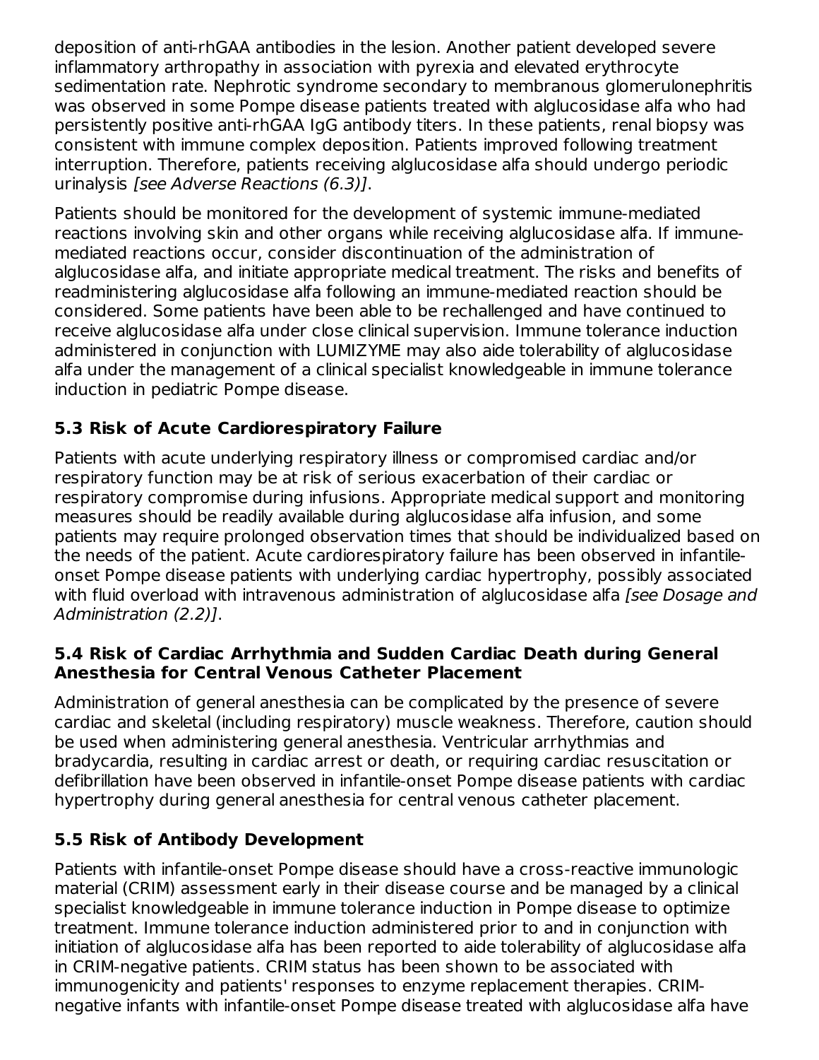deposition of anti-rhGAA antibodies in the lesion. Another patient developed severe inflammatory arthropathy in association with pyrexia and elevated erythrocyte sedimentation rate. Nephrotic syndrome secondary to membranous glomerulonephritis was observed in some Pompe disease patients treated with alglucosidase alfa who had persistently positive anti-rhGAA IgG antibody titers. In these patients, renal biopsy was consistent with immune complex deposition. Patients improved following treatment interruption. Therefore, patients receiving alglucosidase alfa should undergo periodic urinalysis *[see Adverse Reactions (6.3)]*.

Patients should be monitored for the development of systemic immune-mediated reactions involving skin and other organs while receiving alglucosidase alfa. If immune-mediated reactions occur, consider discontinuation of the administration of alglucosidase alfa, and initiate appropriate medical treatment. The risks and benefits of readministering alglucosidase alfa following an immune-mediated reaction should be considered. Some patients have been able to be rechallenged and have continued to receive alglucosidase alfa under close clinical supervision. Immune tolerance induction administered in conjunction with LUMIZYME may also aide tolerability of alglucosidase alfa under the management of a clinical specialist knowledgeable in immune tolerance induction in pediatric Pompe disease.

### 5.3 Risk of Acute Cardiorespiratory Failure

Patients with acute underlying respiratory illness or compromised cardiac and/or respiratory function may be at risk of serious exacerbation of their cardiac or respiratory compromise during infusions. Appropriate medical support and monitoring measures should be readily available during alglucosidase alfa infusion, and some patients may require prolonged observation times that should be individualized based on the needs of the patient. Acute cardiorespiratory failure has been observed in infantile-onset Pompe disease patients with underlying cardiac hypertrophy, possibly associated with fluid overload with intravenous administration of alglucosidase alfa *[see Dosage and Administration (2.2)]*.

### 5.4 Risk of Cardiac Arrhythmia and Sudden Cardiac Death during General Anesthesia for Central Venous Catheter Placement

Administration of general anesthesia can be complicated by the presence of severe cardiac and skeletal (including respiratory) muscle weakness. Therefore, caution should be used when administering general anesthesia. Ventricular arrhythmias and bradycardia, resulting in cardiac arrest or death, or requiring cardiac resuscitation or defibrillation have been observed in infantile-onset Pompe disease patients with cardiac hypertrophy during general anesthesia for central venous catheter placement.

### 5.5 Risk of Antibody Development

Patients with infantile-onset Pompe disease should have a cross-reactive immunologic material (CRIM) assessment early in their disease course and be managed by a clinical specialist knowledgeable in immune tolerance induction in Pompe disease to optimize treatment. Immune tolerance induction administered prior to and in conjunction with initiation of alglucosidase alfa has been reported to aide tolerability of alglucosidase alfa in CRIM-negative patients. CRIM status has been shown to be associated with immunogenicity and patients' responses to enzyme replacement therapies. CRIM-negative infants with infantile-onset Pompe disease treated with alglucosidase alfa have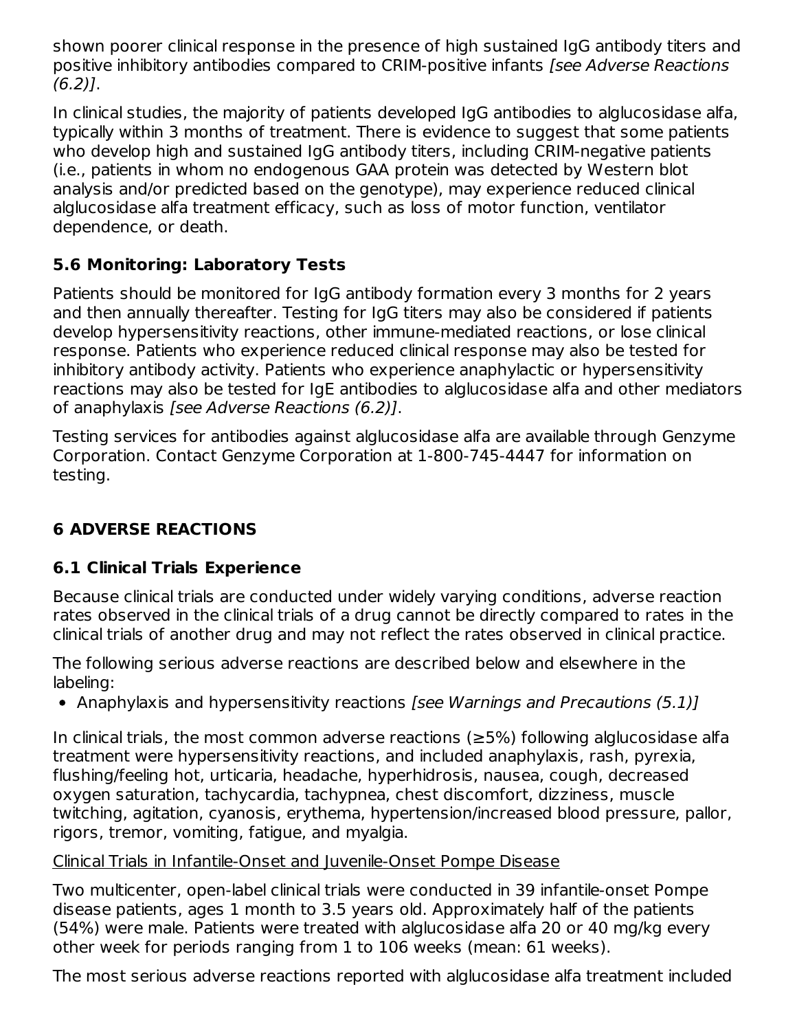shown poorer clinical response in the presence of high sustained IgG antibody titers and positive inhibitory antibodies compared to CRIM-positive infants *[see Adverse Reactions (6.2)]*.

In clinical studies, the majority of patients developed IgG antibodies to alglucosidase alfa, typically within 3 months of treatment. There is evidence to suggest that some patients who develop high and sustained IgG antibody titers, including CRIM-negative patients (i.e., patients in whom no endogenous GAA protein was detected by Western blot analysis and/or predicted based on the genotype), may experience reduced clinical alglucosidase alfa treatment efficacy, such as loss of motor function, ventilator dependence, or death.

### 5.6 Monitoring: Laboratory Tests

Patients should be monitored for IgG antibody formation every 3 months for 2 years and then annually thereafter. Testing for IgG titers may also be considered if patients develop hypersensitivity reactions, other immune-mediated reactions, or lose clinical response. Patients who experience reduced clinical response may also be tested for inhibitory antibody activity. Patients who experience anaphylactic or hypersensitivity reactions may also be tested for IgE antibodies to alglucosidase alfa and other mediators of anaphylaxis *[see Adverse Reactions (6.2)]*.

Testing services for antibodies against alglucosidase alfa are available through Genzyme Corporation. Contact Genzyme Corporation at 1-800-745-4447 for information on testing.

## 6 ADVERSE REACTIONS

### 6.1 Clinical Trials Experience

Because clinical trials are conducted under widely varying conditions, adverse reaction rates observed in the clinical trials of a drug cannot be directly compared to rates in the clinical trials of another drug and may not reflect the rates observed in clinical practice.

The following serious adverse reactions are described below and elsewhere in the labeling:

- Anaphylaxis and hypersensitivity reactions *[see Warnings and Precautions (5.1)]*

In clinical trials, the most common adverse reactions (≥5%) following alglucosidase alfa treatment were hypersensitivity reactions, and included anaphylaxis, rash, pyrexia, flushing/feeling hot, urticaria, headache, hyperhidrosis, nausea, cough, decreased oxygen saturation, tachycardia, tachypnea, chest discomfort, dizziness, muscle twitching, agitation, cyanosis, erythema, hypertension/increased blood pressure, pallor, rigors, tremor, vomiting, fatigue, and myalgia.

<u>Clinical Trials in Infantile-Onset and Juvenile-Onset Pompe Disease</u>

Two multicenter, open-label clinical trials were conducted in 39 infantile-onset Pompe disease patients, ages 1 month to 3.5 years old. Approximately half of the patients (54%) were male. Patients were treated with alglucosidase alfa 20 or 40 mg/kg every other week for periods ranging from 1 to 106 weeks (mean: 61 weeks).

The most serious adverse reactions reported with alglucosidase alfa treatment included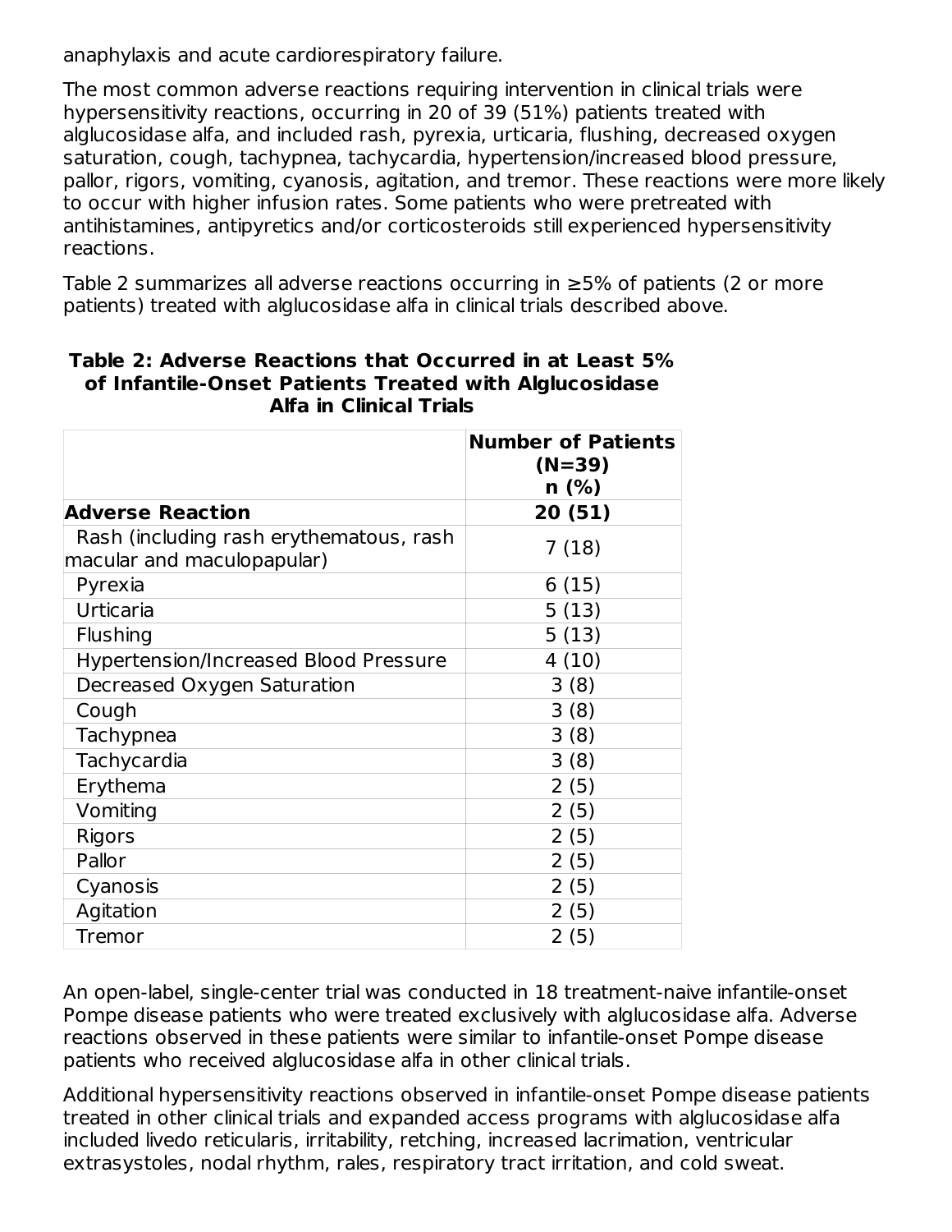anaphylaxis and acute cardiorespiratory failure.

The most common adverse reactions requiring intervention in clinical trials were hypersensitivity reactions, occurring in 20 of 39 (51%) patients treated with alglucosidase alfa, and included rash, pyrexia, urticaria, flushing, decreased oxygen saturation, cough, tachypnea, tachycardia, hypertension/increased blood pressure, pallor, rigors, vomiting, cyanosis, agitation, and tremor. These reactions were more likely to occur with higher infusion rates. Some patients who were pretreated with antihistamines, antipyretics and/or corticosteroids still experienced hypersensitivity reactions.

Table 2 summarizes all adverse reactions occurring in ≥5% of patients (2 or more patients) treated with alglucosidase alfa in clinical trials described above.

**Table 2: Adverse Reactions that Occurred in at Least 5% of Infantile-Onset Patients Treated with Alglucosidase Alfa in Clinical Trials**

| | **Number of Patients (N=39) n (%)** |
|---|---|
| **Adverse Reaction** | **20 (51)** |
| Rash (including rash erythematous, rash macular and maculopapular) | 7 (18) |
| Pyrexia | 6 (15) |
| Urticaria | 5 (13) |
| Flushing | 5 (13) |
| Hypertension/Increased Blood Pressure | 4 (10) |
| Decreased Oxygen Saturation | 3 (8) |
| Cough | 3 (8) |
| Tachypnea | 3 (8) |
| Tachycardia | 3 (8) |
| Erythema | 2 (5) |
| Vomiting | 2 (5) |
| Rigors | 2 (5) |
| Pallor | 2 (5) |
| Cyanosis | 2 (5) |
| Agitation | 2 (5) |
| Tremor | 2 (5) |

An open-label, single-center trial was conducted in 18 treatment-naive infantile-onset Pompe disease patients who were treated exclusively with alglucosidase alfa. Adverse reactions observed in these patients were similar to infantile-onset Pompe disease patients who received alglucosidase alfa in other clinical trials.

Additional hypersensitivity reactions observed in infantile-onset Pompe disease patients treated in other clinical trials and expanded access programs with alglucosidase alfa included livedo reticularis, irritability, retching, increased lacrimation, ventricular extrasystoles, nodal rhythm, rales, respiratory tract irritation, and cold sweat.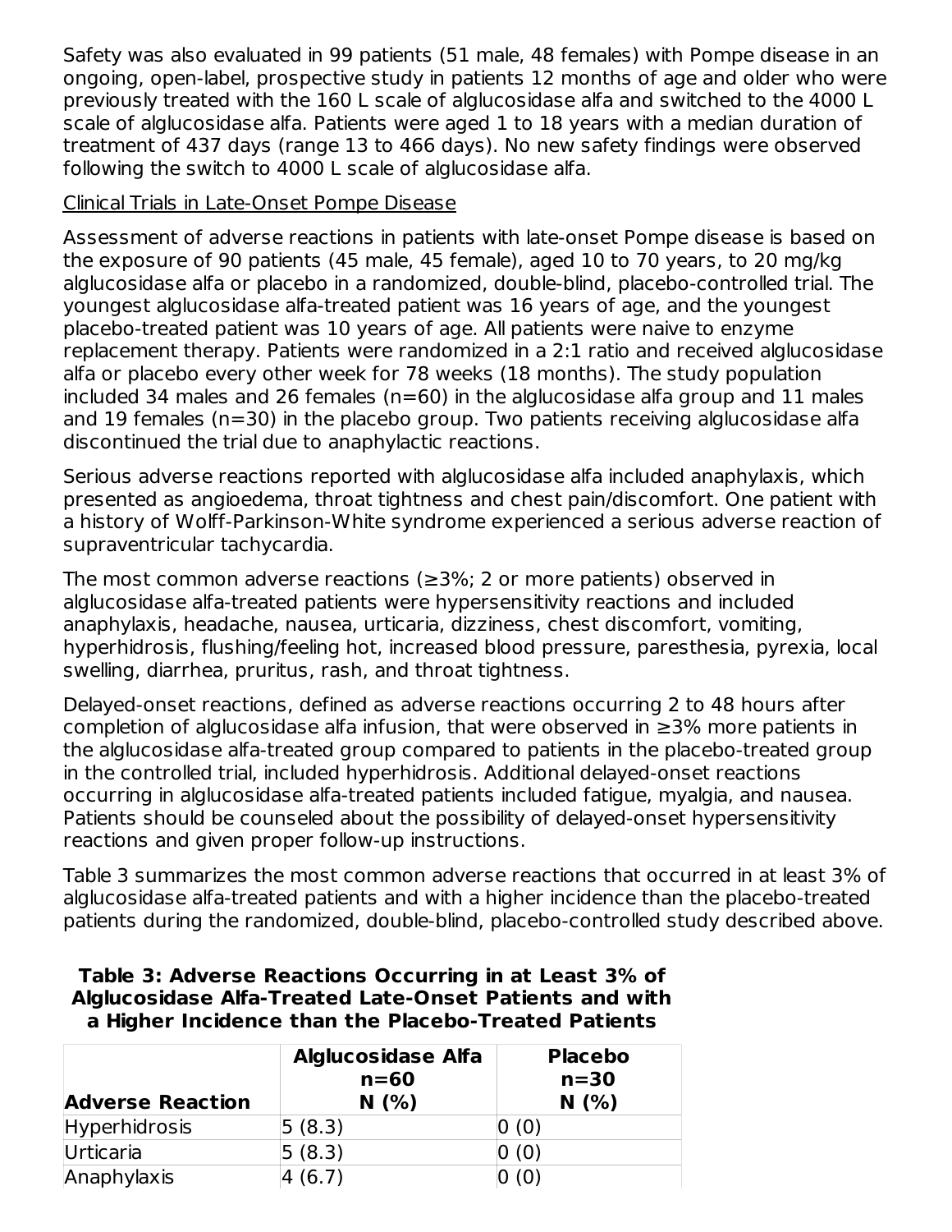Safety was also evaluated in 99 patients (51 male, 48 females) with Pompe disease in an ongoing, open-label, prospective study in patients 12 months of age and older who were previously treated with the 160 L scale of alglucosidase alfa and switched to the 4000 L scale of alglucosidase alfa. Patients were aged 1 to 18 years with a median duration of treatment of 437 days (range 13 to 466 days). No new safety findings were observed following the switch to 4000 L scale of alglucosidase alfa.

Clinical Trials in Late-Onset Pompe Disease

Assessment of adverse reactions in patients with late-onset Pompe disease is based on the exposure of 90 patients (45 male, 45 female), aged 10 to 70 years, to 20 mg/kg alglucosidase alfa or placebo in a randomized, double-blind, placebo-controlled trial. The youngest alglucosidase alfa-treated patient was 16 years of age, and the youngest placebo-treated patient was 10 years of age. All patients were naive to enzyme replacement therapy. Patients were randomized in a 2:1 ratio and received alglucosidase alfa or placebo every other week for 78 weeks (18 months). The study population included 34 males and 26 females (n=60) in the alglucosidase alfa group and 11 males and 19 females (n=30) in the placebo group. Two patients receiving alglucosidase alfa discontinued the trial due to anaphylactic reactions.

Serious adverse reactions reported with alglucosidase alfa included anaphylaxis, which presented as angioedema, throat tightness and chest pain/discomfort. One patient with a history of Wolff-Parkinson-White syndrome experienced a serious adverse reaction of supraventricular tachycardia.

The most common adverse reactions (≥3%; 2 or more patients) observed in alglucosidase alfa-treated patients were hypersensitivity reactions and included anaphylaxis, headache, nausea, urticaria, dizziness, chest discomfort, vomiting, hyperhidrosis, flushing/feeling hot, increased blood pressure, paresthesia, pyrexia, local swelling, diarrhea, pruritus, rash, and throat tightness.

Delayed-onset reactions, defined as adverse reactions occurring 2 to 48 hours after completion of alglucosidase alfa infusion, that were observed in ≥3% more patients in the alglucosidase alfa-treated group compared to patients in the placebo-treated group in the controlled trial, included hyperhidrosis. Additional delayed-onset reactions occurring in alglucosidase alfa-treated patients included fatigue, myalgia, and nausea. Patients should be counseled about the possibility of delayed-onset hypersensitivity reactions and given proper follow-up instructions.

Table 3 summarizes the most common adverse reactions that occurred in at least 3% of alglucosidase alfa-treated patients and with a higher incidence than the placebo-treated patients during the randomized, double-blind, placebo-controlled study described above.

**Table 3: Adverse Reactions Occurring in at Least 3% of Alglucosidase Alfa-Treated Late-Onset Patients and with a Higher Incidence than the Placebo-Treated Patients**

| Adverse Reaction | Alglucosidase Alfa n=60 N (%) | Placebo n=30 N (%) |
|---|---|---|
| Hyperhidrosis | 5 (8.3) | 0 (0) |
| Urticaria | 5 (8.3) | 0 (0) |
| Anaphylaxis | 4 (6.7) | 0 (0) |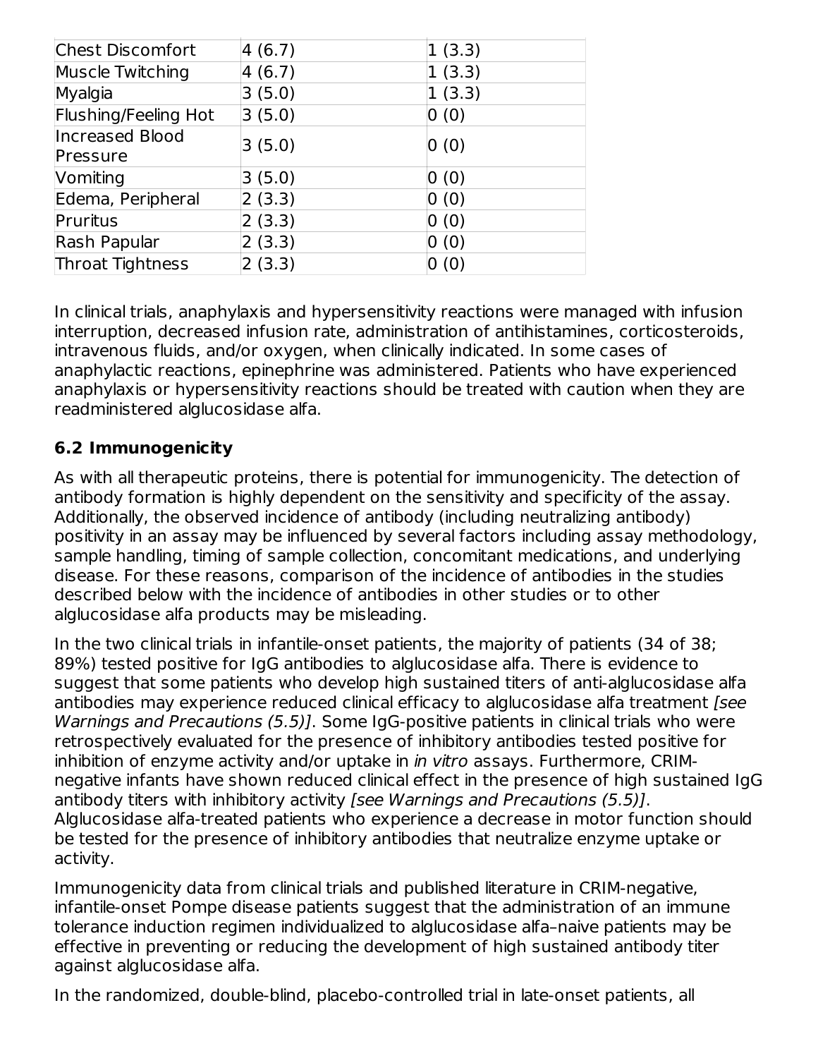| | | |
|---|---|---|
| Chest Discomfort | 4 (6.7) | 1 (3.3) |
| Muscle Twitching | 4 (6.7) | 1 (3.3) |
| Myalgia | 3 (5.0) | 1 (3.3) |
| Flushing/Feeling Hot | 3 (5.0) | 0 (0) |
| Increased Blood Pressure | 3 (5.0) | 0 (0) |
| Vomiting | 3 (5.0) | 0 (0) |
| Edema, Peripheral | 2 (3.3) | 0 (0) |
| Pruritus | 2 (3.3) | 0 (0) |
| Rash Papular | 2 (3.3) | 0 (0) |
| Throat Tightness | 2 (3.3) | 0 (0) |

In clinical trials, anaphylaxis and hypersensitivity reactions were managed with infusion interruption, decreased infusion rate, administration of antihistamines, corticosteroids, intravenous fluids, and/or oxygen, when clinically indicated. In some cases of anaphylactic reactions, epinephrine was administered. Patients who have experienced anaphylaxis or hypersensitivity reactions should be treated with caution when they are readministered alglucosidase alfa.

### 6.2 Immunogenicity

As with all therapeutic proteins, there is potential for immunogenicity. The detection of antibody formation is highly dependent on the sensitivity and specificity of the assay. Additionally, the observed incidence of antibody (including neutralizing antibody) positivity in an assay may be influenced by several factors including assay methodology, sample handling, timing of sample collection, concomitant medications, and underlying disease. For these reasons, comparison of the incidence of antibodies in the studies described below with the incidence of antibodies in other studies or to other alglucosidase alfa products may be misleading.

In the two clinical trials in infantile-onset patients, the majority of patients (34 of 38; 89%) tested positive for IgG antibodies to alglucosidase alfa. There is evidence to suggest that some patients who develop high sustained titers of anti-alglucosidase alfa antibodies may experience reduced clinical efficacy to alglucosidase alfa treatment *[see Warnings and Precautions (5.5)]*. Some IgG-positive patients in clinical trials who were retrospectively evaluated for the presence of inhibitory antibodies tested positive for inhibition of enzyme activity and/or uptake in *in vitro* assays. Furthermore, CRIM-negative infants have shown reduced clinical effect in the presence of high sustained IgG antibody titers with inhibitory activity *[see Warnings and Precautions (5.5)]*. Alglucosidase alfa-treated patients who experience a decrease in motor function should be tested for the presence of inhibitory antibodies that neutralize enzyme uptake or activity.

Immunogenicity data from clinical trials and published literature in CRIM-negative, infantile-onset Pompe disease patients suggest that the administration of an immune tolerance induction regimen individualized to alglucosidase alfa–naive patients may be effective in preventing or reducing the development of high sustained antibody titer against alglucosidase alfa.

In the randomized, double-blind, placebo-controlled trial in late-onset patients, all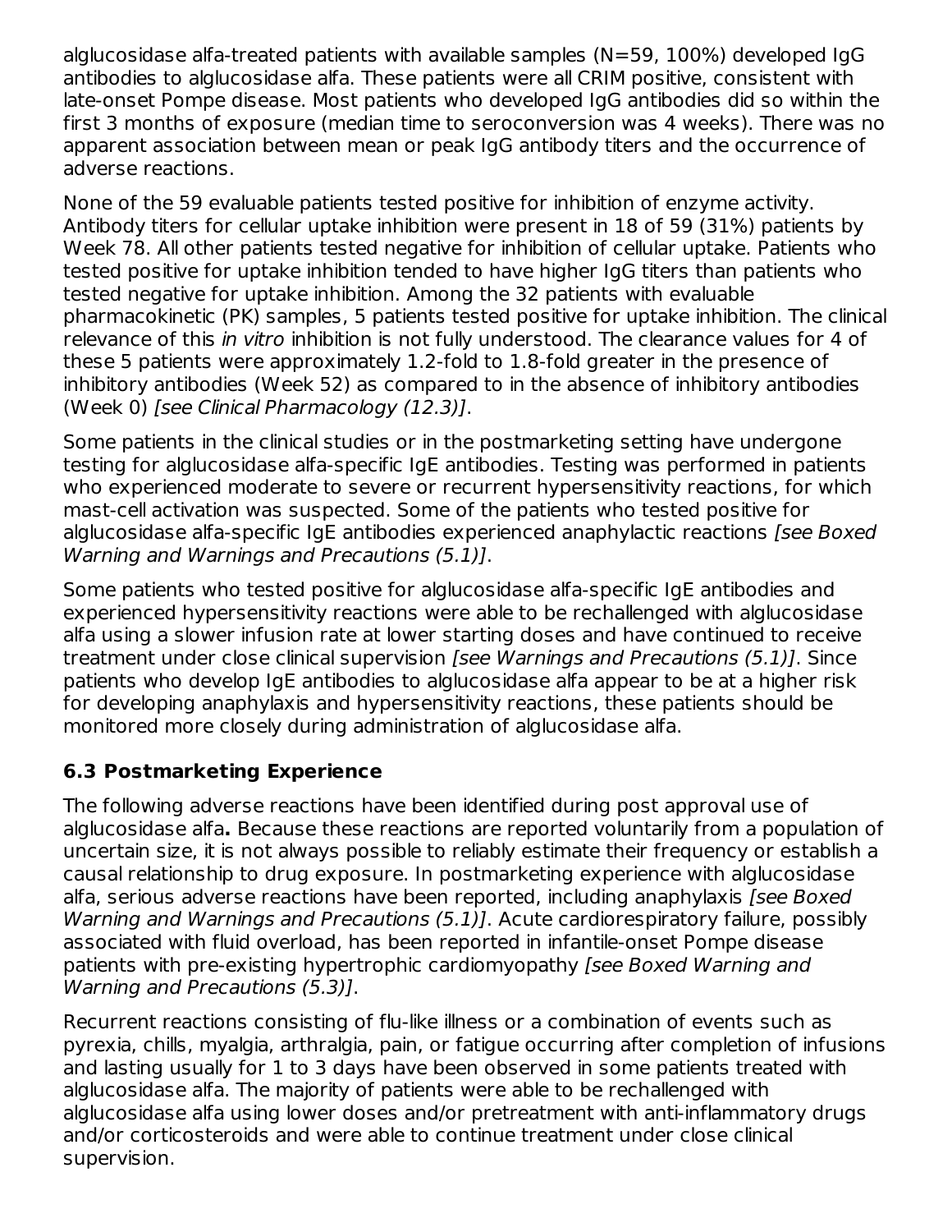alglucosidase alfa-treated patients with available samples (N=59, 100%) developed IgG antibodies to alglucosidase alfa. These patients were all CRIM positive, consistent with late-onset Pompe disease. Most patients who developed IgG antibodies did so within the first 3 months of exposure (median time to seroconversion was 4 weeks). There was no apparent association between mean or peak IgG antibody titers and the occurrence of adverse reactions.

None of the 59 evaluable patients tested positive for inhibition of enzyme activity. Antibody titers for cellular uptake inhibition were present in 18 of 59 (31%) patients by Week 78. All other patients tested negative for inhibition of cellular uptake. Patients who tested positive for uptake inhibition tended to have higher IgG titers than patients who tested negative for uptake inhibition. Among the 32 patients with evaluable pharmacokinetic (PK) samples, 5 patients tested positive for uptake inhibition. The clinical relevance of this *in vitro* inhibition is not fully understood. The clearance values for 4 of these 5 patients were approximately 1.2-fold to 1.8-fold greater in the presence of inhibitory antibodies (Week 52) as compared to in the absence of inhibitory antibodies (Week 0) *[see Clinical Pharmacology (12.3)]*.

Some patients in the clinical studies or in the postmarketing setting have undergone testing for alglucosidase alfa-specific IgE antibodies. Testing was performed in patients who experienced moderate to severe or recurrent hypersensitivity reactions, for which mast-cell activation was suspected. Some of the patients who tested positive for alglucosidase alfa-specific IgE antibodies experienced anaphylactic reactions *[see Boxed Warning and Warnings and Precautions (5.1)]*.

Some patients who tested positive for alglucosidase alfa-specific IgE antibodies and experienced hypersensitivity reactions were able to be rechallenged with alglucosidase alfa using a slower infusion rate at lower starting doses and have continued to receive treatment under close clinical supervision *[see Warnings and Precautions (5.1)]*. Since patients who develop IgE antibodies to alglucosidase alfa appear to be at a higher risk for developing anaphylaxis and hypersensitivity reactions, these patients should be monitored more closely during administration of alglucosidase alfa.

### 6.3 Postmarketing Experience

The following adverse reactions have been identified during post approval use of alglucosidase alfa**.** Because these reactions are reported voluntarily from a population of uncertain size, it is not always possible to reliably estimate their frequency or establish a causal relationship to drug exposure. In postmarketing experience with alglucosidase alfa, serious adverse reactions have been reported, including anaphylaxis *[see Boxed Warning and Warnings and Precautions (5.1)]*. Acute cardiorespiratory failure, possibly associated with fluid overload, has been reported in infantile-onset Pompe disease patients with pre-existing hypertrophic cardiomyopathy *[see Boxed Warning and Warning and Precautions (5.3)]*.

Recurrent reactions consisting of flu-like illness or a combination of events such as pyrexia, chills, myalgia, arthralgia, pain, or fatigue occurring after completion of infusions and lasting usually for 1 to 3 days have been observed in some patients treated with alglucosidase alfa. The majority of patients were able to be rechallenged with alglucosidase alfa using lower doses and/or pretreatment with anti-inflammatory drugs and/or corticosteroids and were able to continue treatment under close clinical supervision.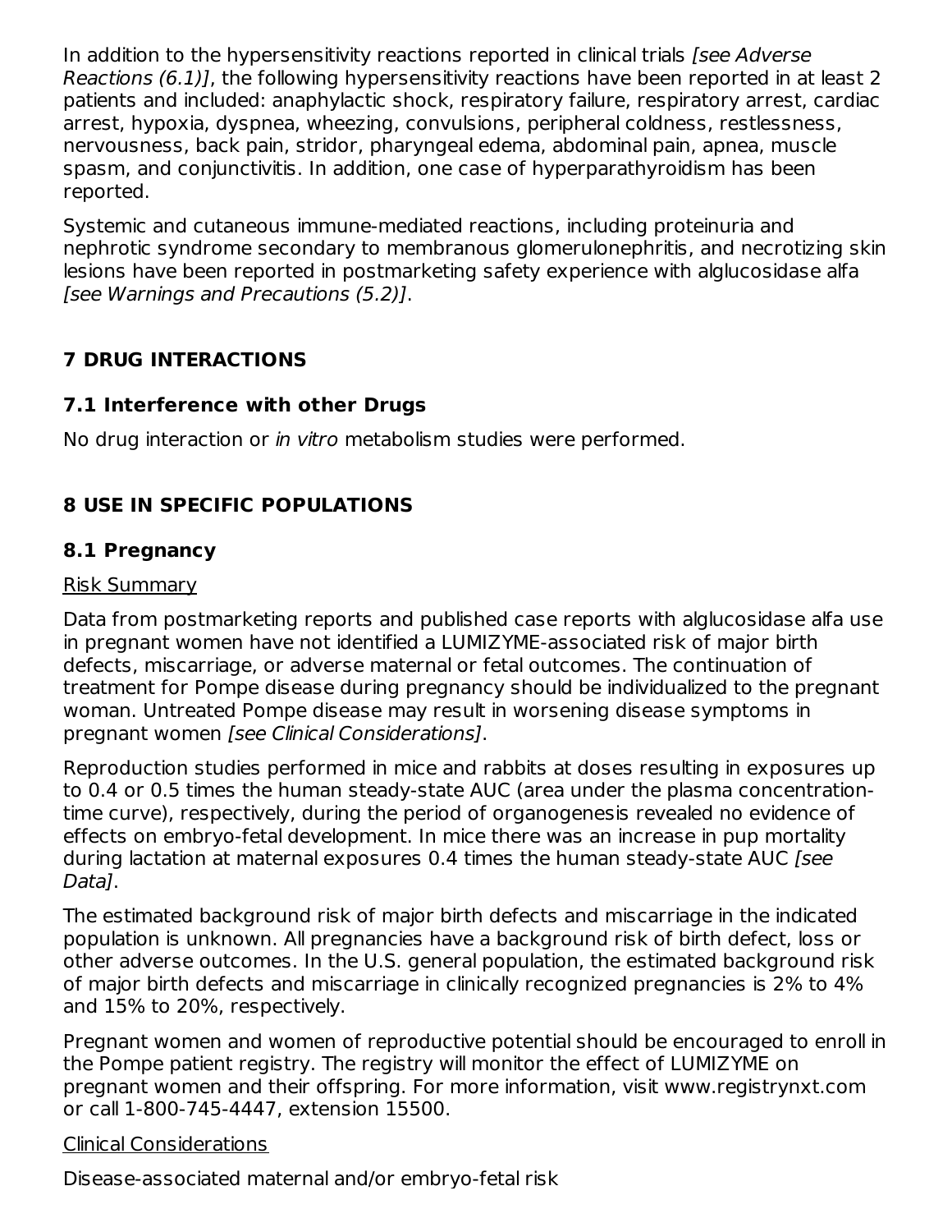In addition to the hypersensitivity reactions reported in clinical trials *[see Adverse Reactions (6.1)]*, the following hypersensitivity reactions have been reported in at least 2 patients and included: anaphylactic shock, respiratory failure, respiratory arrest, cardiac arrest, hypoxia, dyspnea, wheezing, convulsions, peripheral coldness, restlessness, nervousness, back pain, stridor, pharyngeal edema, abdominal pain, apnea, muscle spasm, and conjunctivitis. In addition, one case of hyperparathyroidism has been reported.

Systemic and cutaneous immune-mediated reactions, including proteinuria and nephrotic syndrome secondary to membranous glomerulonephritis, and necrotizing skin lesions have been reported in postmarketing safety experience with alglucosidase alfa *[see Warnings and Precautions (5.2)]*.

## 7 DRUG INTERACTIONS

### 7.1 Interference with other Drugs

No drug interaction or *in vitro* metabolism studies were performed.

## 8 USE IN SPECIFIC POPULATIONS

### 8.1 Pregnancy

Risk Summary

Data from postmarketing reports and published case reports with alglucosidase alfa use in pregnant women have not identified a LUMIZYME-associated risk of major birth defects, miscarriage, or adverse maternal or fetal outcomes. The continuation of treatment for Pompe disease during pregnancy should be individualized to the pregnant woman. Untreated Pompe disease may result in worsening disease symptoms in pregnant women *[see Clinical Considerations]*.

Reproduction studies performed in mice and rabbits at doses resulting in exposures up to 0.4 or 0.5 times the human steady-state AUC (area under the plasma concentration-time curve), respectively, during the period of organogenesis revealed no evidence of effects on embryo-fetal development. In mice there was an increase in pup mortality during lactation at maternal exposures 0.4 times the human steady-state AUC *[see Data]*.

The estimated background risk of major birth defects and miscarriage in the indicated population is unknown. All pregnancies have a background risk of birth defect, loss or other adverse outcomes. In the U.S. general population, the estimated background risk of major birth defects and miscarriage in clinically recognized pregnancies is 2% to 4% and 15% to 20%, respectively.

Pregnant women and women of reproductive potential should be encouraged to enroll in the Pompe patient registry. The registry will monitor the effect of LUMIZYME on pregnant women and their offspring. For more information, visit www.registrynxt.com or call 1-800-745-4447, extension 15500.

Clinical Considerations

Disease-associated maternal and/or embryo-fetal risk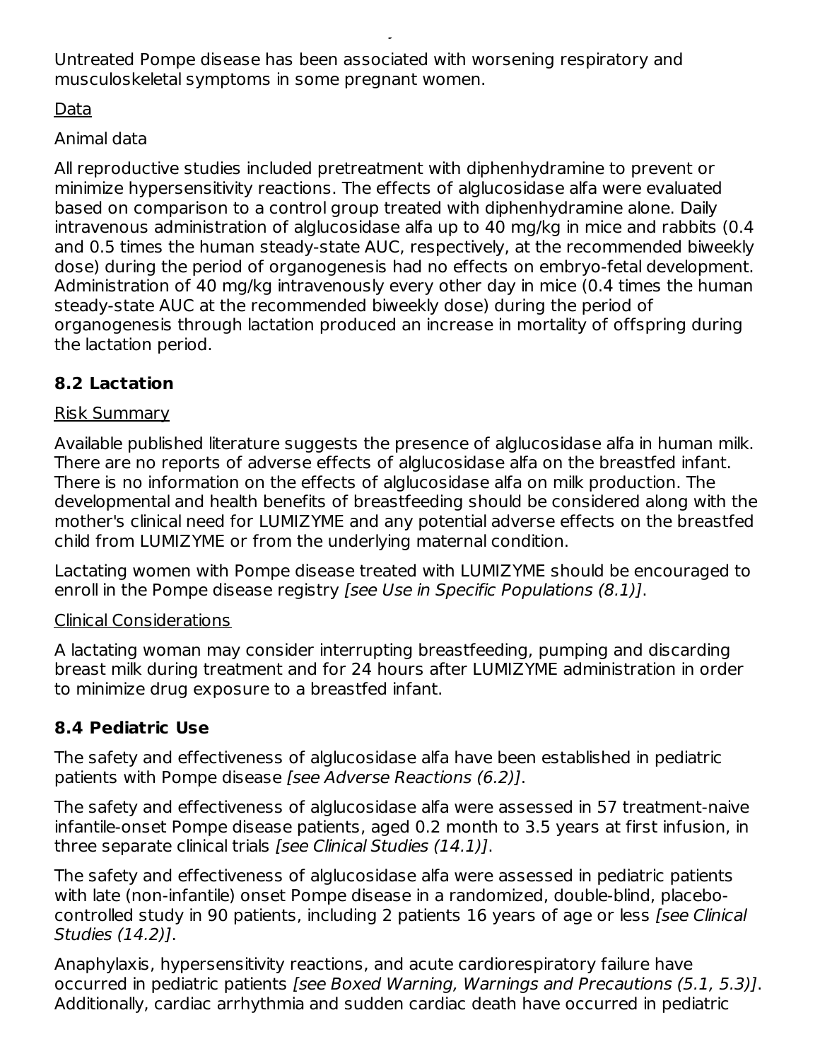Untreated Pompe disease has been associated with worsening respiratory and musculoskeletal symptoms in some pregnant women.

Data

Animal data

All reproductive studies included pretreatment with diphenhydramine to prevent or minimize hypersensitivity reactions. The effects of alglucosidase alfa were evaluated based on comparison to a control group treated with diphenhydramine alone. Daily intravenous administration of alglucosidase alfa up to 40 mg/kg in mice and rabbits (0.4 and 0.5 times the human steady-state AUC, respectively, at the recommended biweekly dose) during the period of organogenesis had no effects on embryo-fetal development. Administration of 40 mg/kg intravenously every other day in mice (0.4 times the human steady-state AUC at the recommended biweekly dose) during the period of organogenesis through lactation produced an increase in mortality of offspring during the lactation period.

### 8.2 Lactation

Risk Summary

Available published literature suggests the presence of alglucosidase alfa in human milk. There are no reports of adverse effects of alglucosidase alfa on the breastfed infant. There is no information on the effects of alglucosidase alfa on milk production. The developmental and health benefits of breastfeeding should be considered along with the mother's clinical need for LUMIZYME and any potential adverse effects on the breastfed child from LUMIZYME or from the underlying maternal condition.

Lactating women with Pompe disease treated with LUMIZYME should be encouraged to enroll in the Pompe disease registry *[see Use in Specific Populations (8.1)]*.

Clinical Considerations

A lactating woman may consider interrupting breastfeeding, pumping and discarding breast milk during treatment and for 24 hours after LUMIZYME administration in order to minimize drug exposure to a breastfed infant.

### 8.4 Pediatric Use

The safety and effectiveness of alglucosidase alfa have been established in pediatric patients with Pompe disease *[see Adverse Reactions (6.2)]*.

The safety and effectiveness of alglucosidase alfa were assessed in 57 treatment-naive infantile-onset Pompe disease patients, aged 0.2 month to 3.5 years at first infusion, in three separate clinical trials *[see Clinical Studies (14.1)]*.

The safety and effectiveness of alglucosidase alfa were assessed in pediatric patients with late (non-infantile) onset Pompe disease in a randomized, double-blind, placebo-controlled study in 90 patients, including 2 patients 16 years of age or less *[see Clinical Studies (14.2)]*.

Anaphylaxis, hypersensitivity reactions, and acute cardiorespiratory failure have occurred in pediatric patients *[see Boxed Warning, Warnings and Precautions (5.1, 5.3)]*. Additionally, cardiac arrhythmia and sudden cardiac death have occurred in pediatric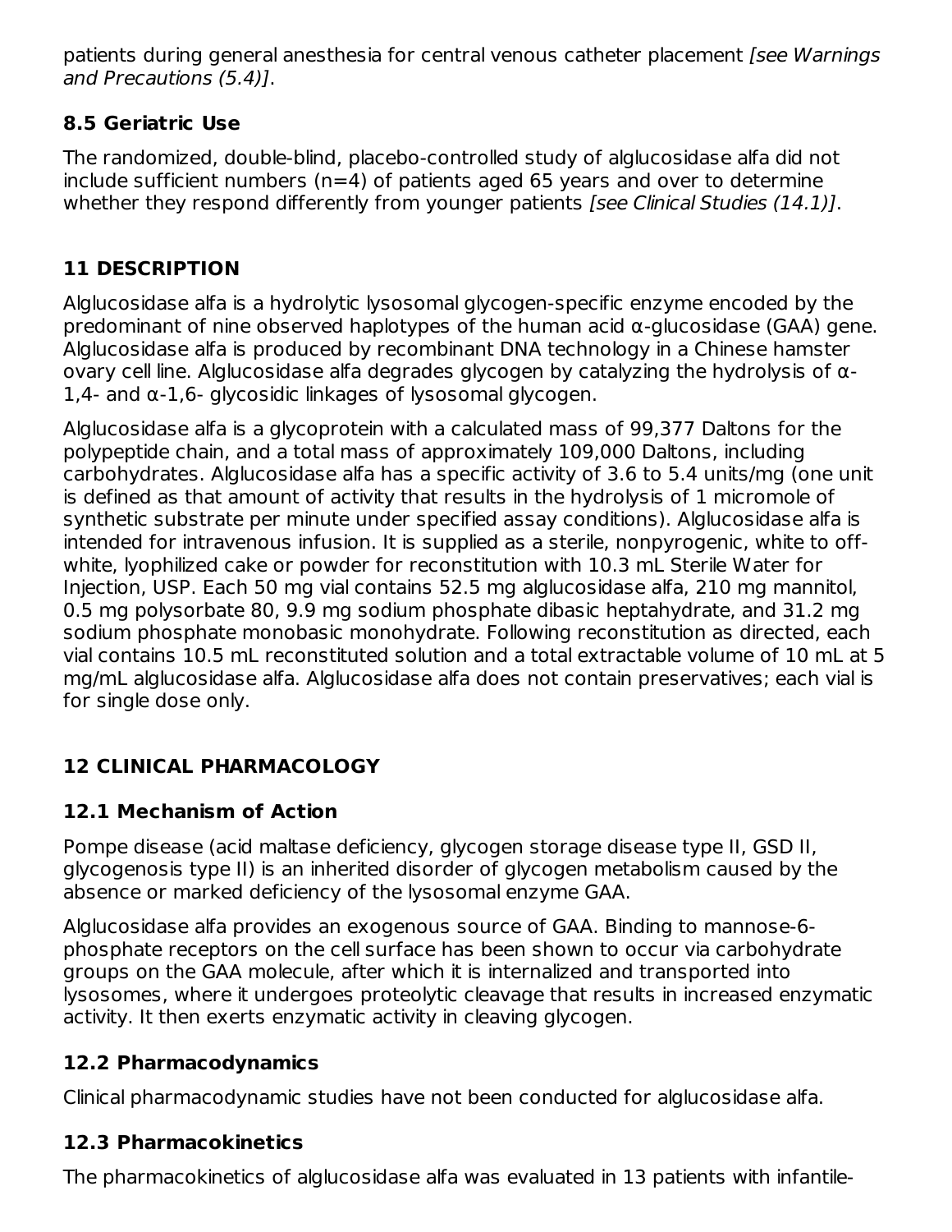patients during general anesthesia for central venous catheter placement *[see Warnings and Precautions (5.4)]*.

### 8.5 Geriatric Use

The randomized, double-blind, placebo-controlled study of alglucosidase alfa did not include sufficient numbers (n=4) of patients aged 65 years and over to determine whether they respond differently from younger patients *[see Clinical Studies (14.1)]*.

## 11 DESCRIPTION

Alglucosidase alfa is a hydrolytic lysosomal glycogen-specific enzyme encoded by the predominant of nine observed haplotypes of the human acid α-glucosidase (GAA) gene. Alglucosidase alfa is produced by recombinant DNA technology in a Chinese hamster ovary cell line. Alglucosidase alfa degrades glycogen by catalyzing the hydrolysis of α-1,4- and α-1,6- glycosidic linkages of lysosomal glycogen.

Alglucosidase alfa is a glycoprotein with a calculated mass of 99,377 Daltons for the polypeptide chain, and a total mass of approximately 109,000 Daltons, including carbohydrates. Alglucosidase alfa has a specific activity of 3.6 to 5.4 units/mg (one unit is defined as that amount of activity that results in the hydrolysis of 1 micromole of synthetic substrate per minute under specified assay conditions). Alglucosidase alfa is intended for intravenous infusion. It is supplied as a sterile, nonpyrogenic, white to off-white, lyophilized cake or powder for reconstitution with 10.3 mL Sterile Water for Injection, USP. Each 50 mg vial contains 52.5 mg alglucosidase alfa, 210 mg mannitol, 0.5 mg polysorbate 80, 9.9 mg sodium phosphate dibasic heptahydrate, and 31.2 mg sodium phosphate monobasic monohydrate. Following reconstitution as directed, each vial contains 10.5 mL reconstituted solution and a total extractable volume of 10 mL at 5 mg/mL alglucosidase alfa. Alglucosidase alfa does not contain preservatives; each vial is for single dose only.

## 12 CLINICAL PHARMACOLOGY

### 12.1 Mechanism of Action

Pompe disease (acid maltase deficiency, glycogen storage disease type II, GSD II, glycogenosis type II) is an inherited disorder of glycogen metabolism caused by the absence or marked deficiency of the lysosomal enzyme GAA.

Alglucosidase alfa provides an exogenous source of GAA. Binding to mannose-6-phosphate receptors on the cell surface has been shown to occur via carbohydrate groups on the GAA molecule, after which it is internalized and transported into lysosomes, where it undergoes proteolytic cleavage that results in increased enzymatic activity. It then exerts enzymatic activity in cleaving glycogen.

### 12.2 Pharmacodynamics

Clinical pharmacodynamic studies have not been conducted for alglucosidase alfa.

### 12.3 Pharmacokinetics

The pharmacokinetics of alglucosidase alfa was evaluated in 13 patients with infantile-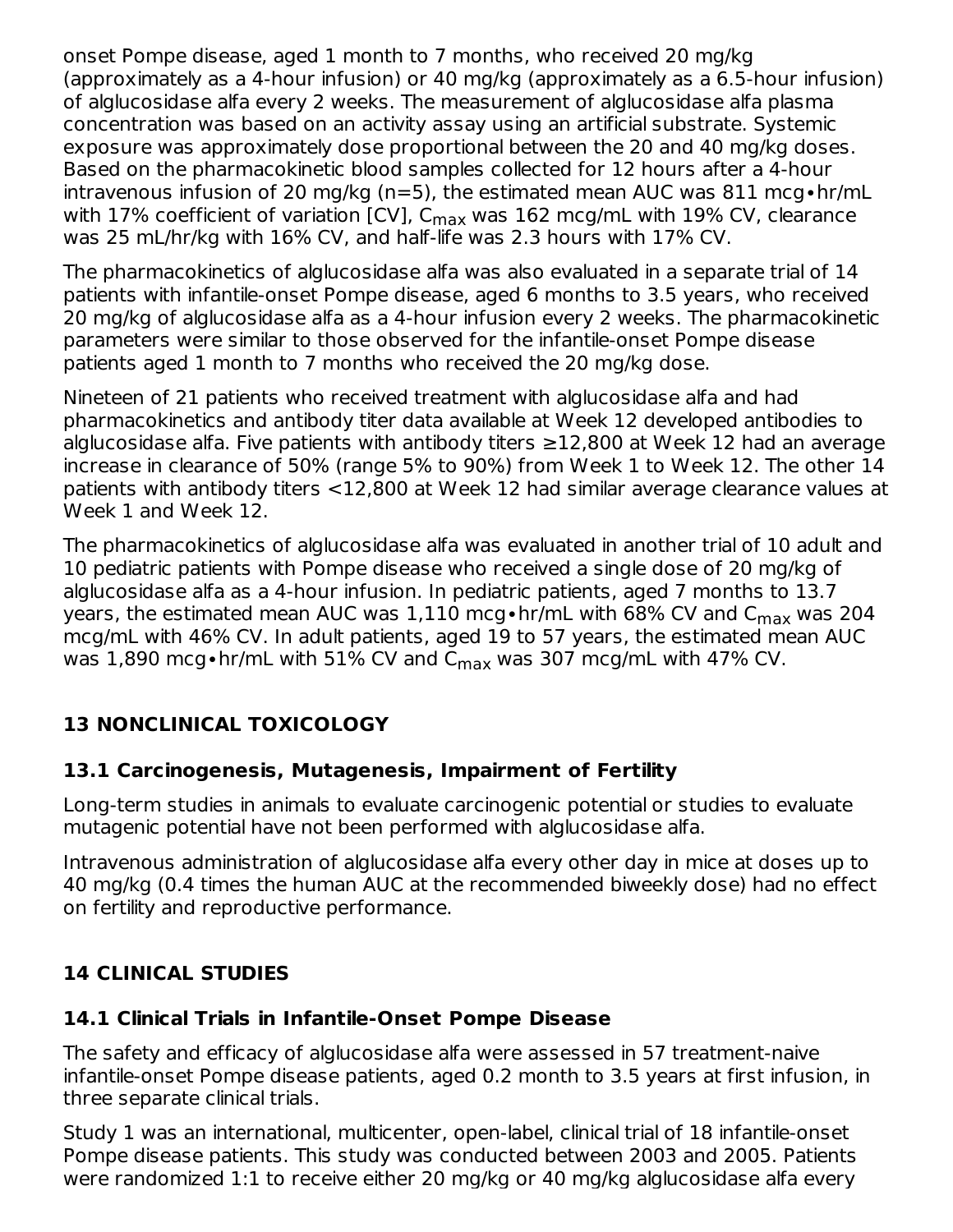onset Pompe disease, aged 1 month to 7 months, who received 20 mg/kg (approximately as a 4-hour infusion) or 40 mg/kg (approximately as a 6.5-hour infusion) of alglucosidase alfa every 2 weeks. The measurement of alglucosidase alfa plasma concentration was based on an activity assay using an artificial substrate. Systemic exposure was approximately dose proportional between the 20 and 40 mg/kg doses. Based on the pharmacokinetic blood samples collected for 12 hours after a 4-hour intravenous infusion of 20 mg/kg (n=5), the estimated mean AUC was 811 mcg•hr/mL with 17% coefficient of variation [CV], $C_{max}$ was 162 mcg/mL with 19% CV, clearance was 25 mL/hr/kg with 16% CV, and half-life was 2.3 hours with 17% CV.

The pharmacokinetics of alglucosidase alfa was also evaluated in a separate trial of 14 patients with infantile-onset Pompe disease, aged 6 months to 3.5 years, who received 20 mg/kg of alglucosidase alfa as a 4-hour infusion every 2 weeks. The pharmacokinetic parameters were similar to those observed for the infantile-onset Pompe disease patients aged 1 month to 7 months who received the 20 mg/kg dose.

Nineteen of 21 patients who received treatment with alglucosidase alfa and had pharmacokinetics and antibody titer data available at Week 12 developed antibodies to alglucosidase alfa. Five patients with antibody titers ≥12,800 at Week 12 had an average increase in clearance of 50% (range 5% to 90%) from Week 1 to Week 12. The other 14 patients with antibody titers <12,800 at Week 12 had similar average clearance values at Week 1 and Week 12.

The pharmacokinetics of alglucosidase alfa was evaluated in another trial of 10 adult and 10 pediatric patients with Pompe disease who received a single dose of 20 mg/kg of alglucosidase alfa as a 4-hour infusion. In pediatric patients, aged 7 months to 13.7 years, the estimated mean AUC was 1,110 mcg•hr/mL with 68% CV and $C_{max}$ was 204 mcg/mL with 46% CV. In adult patients, aged 19 to 57 years, the estimated mean AUC was 1,890 mcg•hr/mL with 51% CV and $C_{max}$ was 307 mcg/mL with 47% CV.

## 13 NONCLINICAL TOXICOLOGY

### 13.1 Carcinogenesis, Mutagenesis, Impairment of Fertility

Long-term studies in animals to evaluate carcinogenic potential or studies to evaluate mutagenic potential have not been performed with alglucosidase alfa.

Intravenous administration of alglucosidase alfa every other day in mice at doses up to 40 mg/kg (0.4 times the human AUC at the recommended biweekly dose) had no effect on fertility and reproductive performance.

## 14 CLINICAL STUDIES

### 14.1 Clinical Trials in Infantile-Onset Pompe Disease

The safety and efficacy of alglucosidase alfa were assessed in 57 treatment-naive infantile-onset Pompe disease patients, aged 0.2 month to 3.5 years at first infusion, in three separate clinical trials.

Study 1 was an international, multicenter, open-label, clinical trial of 18 infantile-onset Pompe disease patients. This study was conducted between 2003 and 2005. Patients were randomized 1:1 to receive either 20 mg/kg or 40 mg/kg alglucosidase alfa every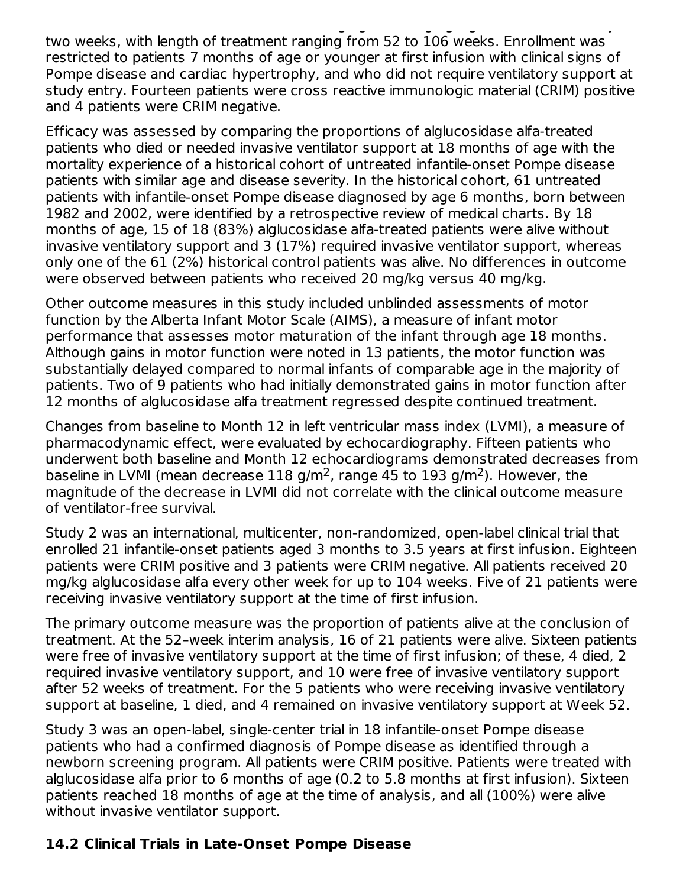two weeks, with length of treatment ranging from 52 to 106 weeks. Enrollment was restricted to patients 7 months of age or younger at first infusion with clinical signs of Pompe disease and cardiac hypertrophy, and who did not require ventilatory support at study entry. Fourteen patients were cross reactive immunologic material (CRIM) positive and 4 patients were CRIM negative.

Efficacy was assessed by comparing the proportions of alglucosidase alfa-treated patients who died or needed invasive ventilator support at 18 months of age with the mortality experience of a historical cohort of untreated infantile-onset Pompe disease patients with similar age and disease severity. In the historical cohort, 61 untreated patients with infantile-onset Pompe disease diagnosed by age 6 months, born between 1982 and 2002, were identified by a retrospective review of medical charts. By 18 months of age, 15 of 18 (83%) alglucosidase alfa-treated patients were alive without invasive ventilatory support and 3 (17%) required invasive ventilator support, whereas only one of the 61 (2%) historical control patients was alive. No differences in outcome were observed between patients who received 20 mg/kg versus 40 mg/kg.

Other outcome measures in this study included unblinded assessments of motor function by the Alberta Infant Motor Scale (AIMS), a measure of infant motor performance that assesses motor maturation of the infant through age 18 months. Although gains in motor function were noted in 13 patients, the motor function was substantially delayed compared to normal infants of comparable age in the majority of patients. Two of 9 patients who had initially demonstrated gains in motor function after 12 months of alglucosidase alfa treatment regressed despite continued treatment.

Changes from baseline to Month 12 in left ventricular mass index (LVMI), a measure of pharmacodynamic effect, were evaluated by echocardiography. Fifteen patients who underwent both baseline and Month 12 echocardiograms demonstrated decreases from baseline in LVMI (mean decrease 118 g/m$^2$, range 45 to 193 g/m$^2$). However, the magnitude of the decrease in LVMI did not correlate with the clinical outcome measure of ventilator-free survival.

Study 2 was an international, multicenter, non-randomized, open-label clinical trial that enrolled 21 infantile-onset patients aged 3 months to 3.5 years at first infusion. Eighteen patients were CRIM positive and 3 patients were CRIM negative. All patients received 20 mg/kg alglucosidase alfa every other week for up to 104 weeks. Five of 21 patients were receiving invasive ventilatory support at the time of first infusion.

The primary outcome measure was the proportion of patients alive at the conclusion of treatment. At the 52–week interim analysis, 16 of 21 patients were alive. Sixteen patients were free of invasive ventilatory support at the time of first infusion; of these, 4 died, 2 required invasive ventilatory support, and 10 were free of invasive ventilatory support after 52 weeks of treatment. For the 5 patients who were receiving invasive ventilatory support at baseline, 1 died, and 4 remained on invasive ventilatory support at Week 52.

Study 3 was an open-label, single-center trial in 18 infantile-onset Pompe disease patients who had a confirmed diagnosis of Pompe disease as identified through a newborn screening program. All patients were CRIM positive. Patients were treated with alglucosidase alfa prior to 6 months of age (0.2 to 5.8 months at first infusion). Sixteen patients reached 18 months of age at the time of analysis, and all (100%) were alive without invasive ventilator support.

## 14.2 Clinical Trials in Late-Onset Pompe Disease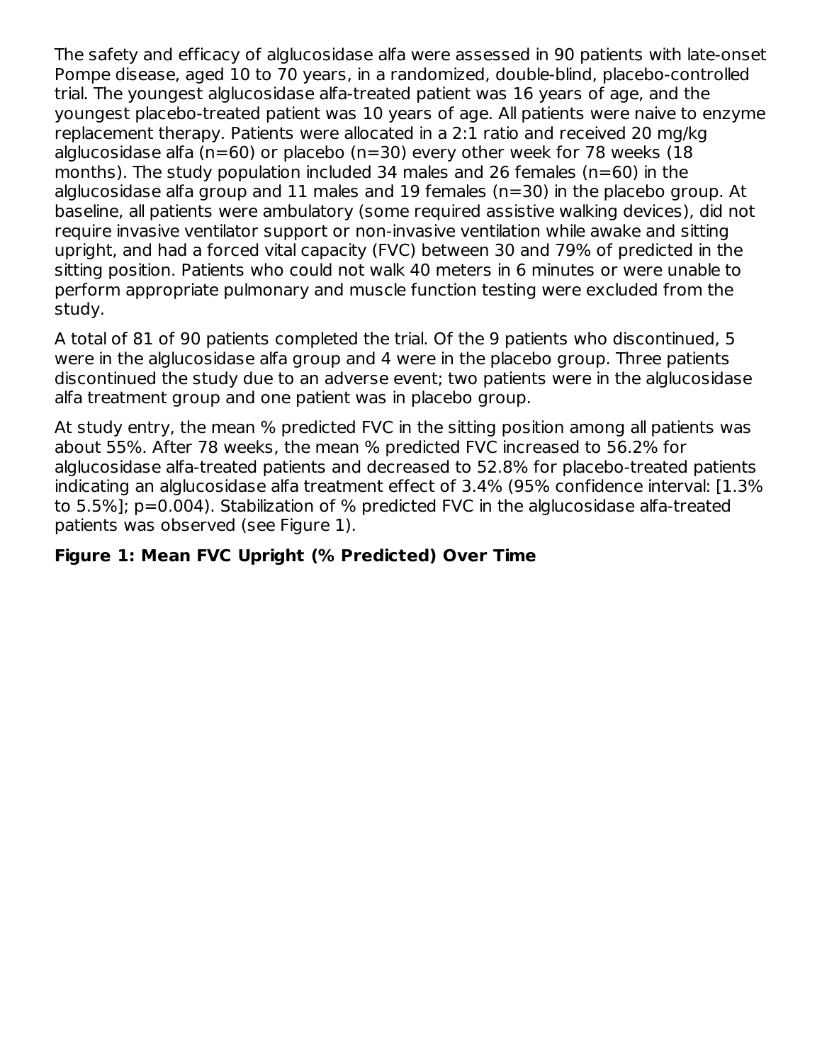The safety and efficacy of alglucosidase alfa were assessed in 90 patients with late-onset Pompe disease, aged 10 to 70 years, in a randomized, double-blind, placebo-controlled trial. The youngest alglucosidase alfa-treated patient was 16 years of age, and the youngest placebo-treated patient was 10 years of age. All patients were naive to enzyme replacement therapy. Patients were allocated in a 2:1 ratio and received 20 mg/kg alglucosidase alfa (n=60) or placebo (n=30) every other week for 78 weeks (18 months). The study population included 34 males and 26 females (n=60) in the alglucosidase alfa group and 11 males and 19 females (n=30) in the placebo group. At baseline, all patients were ambulatory (some required assistive walking devices), did not require invasive ventilator support or non-invasive ventilation while awake and sitting upright, and had a forced vital capacity (FVC) between 30 and 79% of predicted in the sitting position. Patients who could not walk 40 meters in 6 minutes or were unable to perform appropriate pulmonary and muscle function testing were excluded from the study.

A total of 81 of 90 patients completed the trial. Of the 9 patients who discontinued, 5 were in the alglucosidase alfa group and 4 were in the placebo group. Three patients discontinued the study due to an adverse event; two patients were in the alglucosidase alfa treatment group and one patient was in placebo group.

At study entry, the mean % predicted FVC in the sitting position among all patients was about 55%. After 78 weeks, the mean % predicted FVC increased to 56.2% for alglucosidase alfa-treated patients and decreased to 52.8% for placebo-treated patients indicating an alglucosidase alfa treatment effect of 3.4% (95% confidence interval: [1.3% to 5.5%]; $p=0.004$). Stabilization of % predicted FVC in the alglucosidase alfa-treated patients was observed (see Figure 1).

**Figure 1: Mean FVC Upright (% Predicted) Over Time**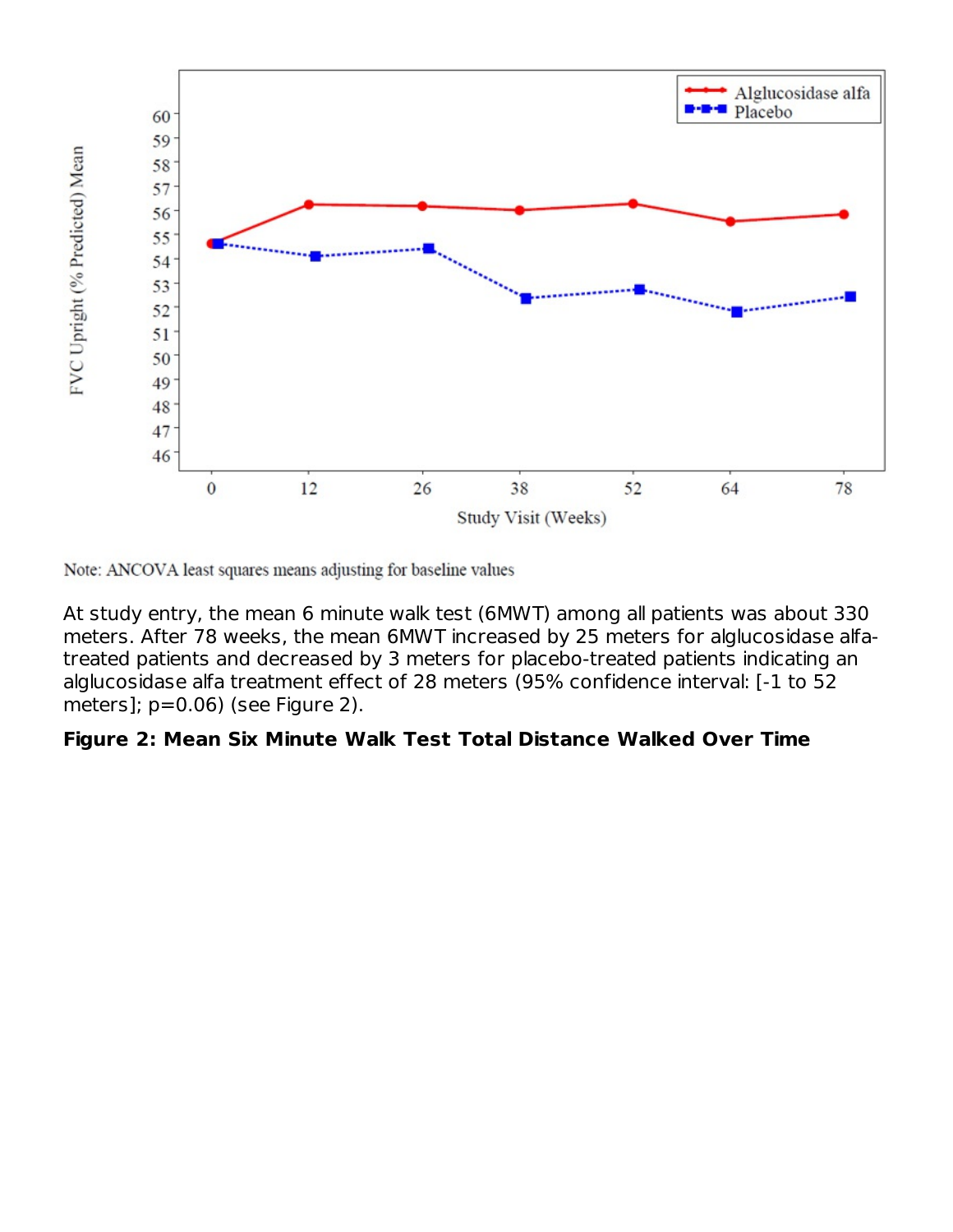Note: ANCOVA least squares means adjusting for baseline values

At study entry, the mean 6 minute walk test (6MWT) among all patients was about 330 meters. After 78 weeks, the mean 6MWT increased by 25 meters for alglucosidase alfa-treated patients and decreased by 3 meters for placebo-treated patients indicating an alglucosidase alfa treatment effect of 28 meters (95% confidence interval: [-1 to 52 meters]; p=0.06) (see Figure 2).

**Figure 2: Mean Six Minute Walk Test Total Distance Walked Over Time**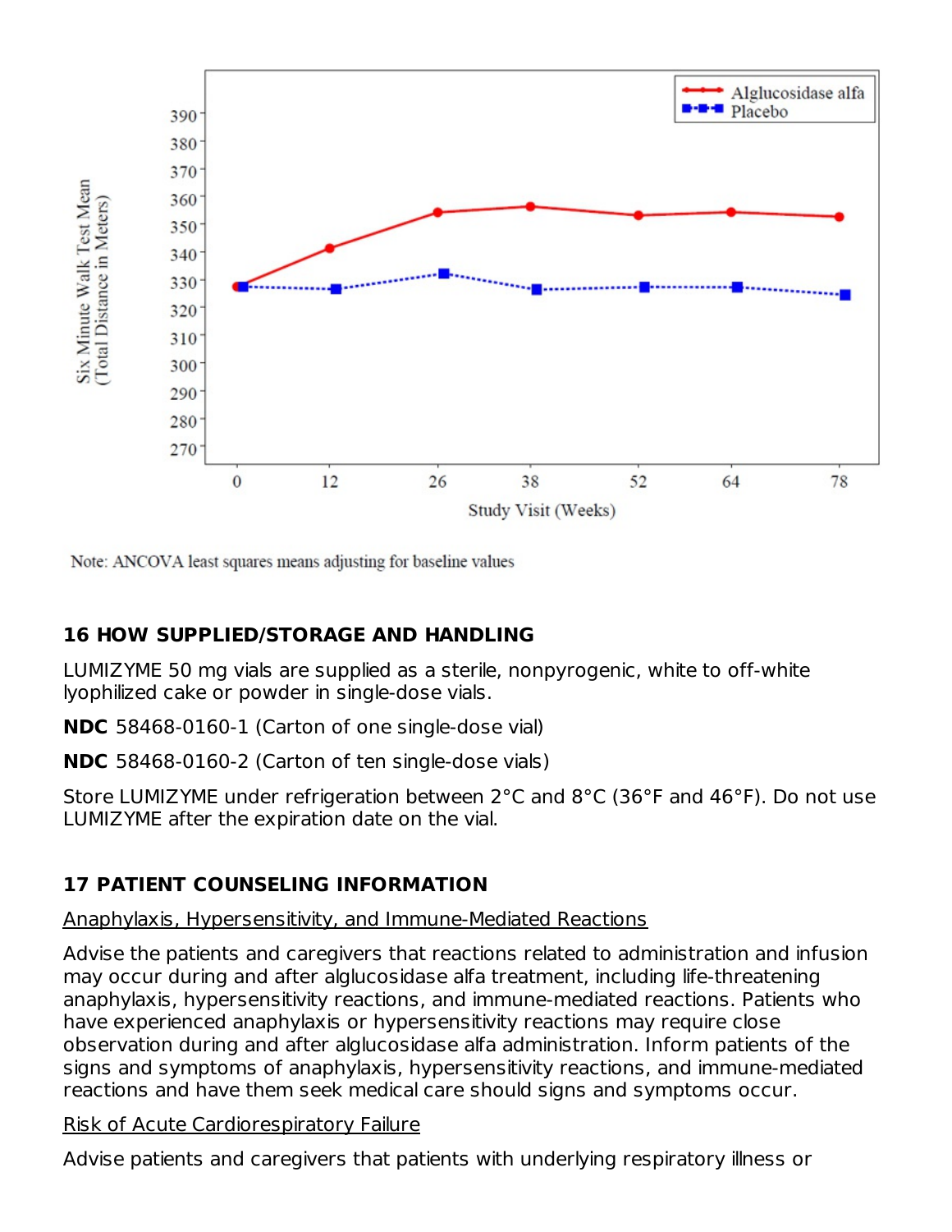Note: ANCOVA least squares means adjusting for baseline values

## 16 HOW SUPPLIED/STORAGE AND HANDLING

LUMIZYME 50 mg vials are supplied as a sterile, nonpyrogenic, white to off-white lyophilized cake or powder in single-dose vials.

**NDC** 58468-0160-1 (Carton of one single-dose vial)

**NDC** 58468-0160-2 (Carton of ten single-dose vials)

Store LUMIZYME under refrigeration between 2°C and 8°C (36°F and 46°F). Do not use LUMIZYME after the expiration date on the vial.

## 17 PATIENT COUNSELING INFORMATION

Anaphylaxis, Hypersensitivity, and Immune-Mediated Reactions

Advise the patients and caregivers that reactions related to administration and infusion may occur during and after alglucosidase alfa treatment, including life-threatening anaphylaxis, hypersensitivity reactions, and immune-mediated reactions. Patients who have experienced anaphylaxis or hypersensitivity reactions may require close observation during and after alglucosidase alfa administration. Inform patients of the signs and symptoms of anaphylaxis, hypersensitivity reactions, and immune-mediated reactions and have them seek medical care should signs and symptoms occur.

Risk of Acute Cardiorespiratory Failure

Advise patients and caregivers that patients with underlying respiratory illness or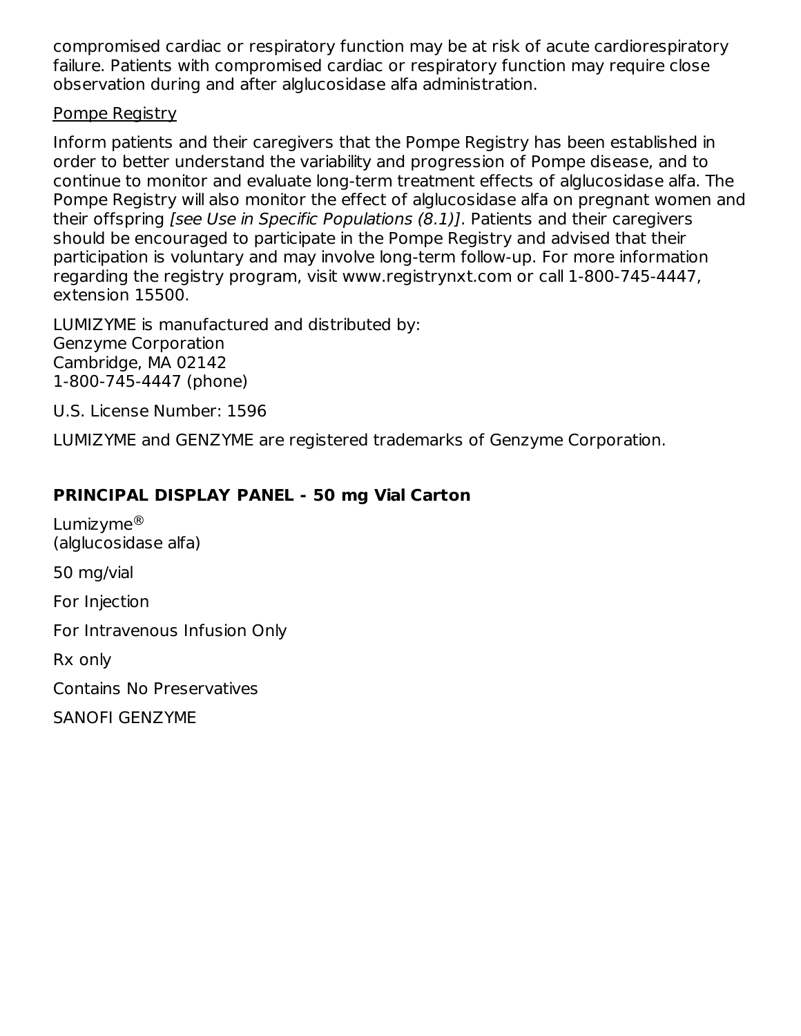compromised cardiac or respiratory function may be at risk of acute cardiorespiratory failure. Patients with compromised cardiac or respiratory function may require close observation during and after alglucosidase alfa administration.

Pompe Registry

Inform patients and their caregivers that the Pompe Registry has been established in order to better understand the variability and progression of Pompe disease, and to continue to monitor and evaluate long-term treatment effects of alglucosidase alfa. The Pompe Registry will also monitor the effect of alglucosidase alfa on pregnant women and their offspring *[see Use in Specific Populations (8.1)]*. Patients and their caregivers should be encouraged to participate in the Pompe Registry and advised that their participation is voluntary and may involve long-term follow-up. For more information regarding the registry program, visit www.registrynxt.com or call 1-800-745-4447, extension 15500.

LUMIZYME is manufactured and distributed by:
Genzyme Corporation
Cambridge, MA 02142
1-800-745-4447 (phone)

U.S. License Number: 1596

LUMIZYME and GENZYME are registered trademarks of Genzyme Corporation.

## PRINCIPAL DISPLAY PANEL - 50 mg Vial Carton

Lumizyme®
(alglucosidase alfa)

50 mg/vial

For Injection

For Intravenous Infusion Only

Rx only

Contains No Preservatives

SANOFI GENZYME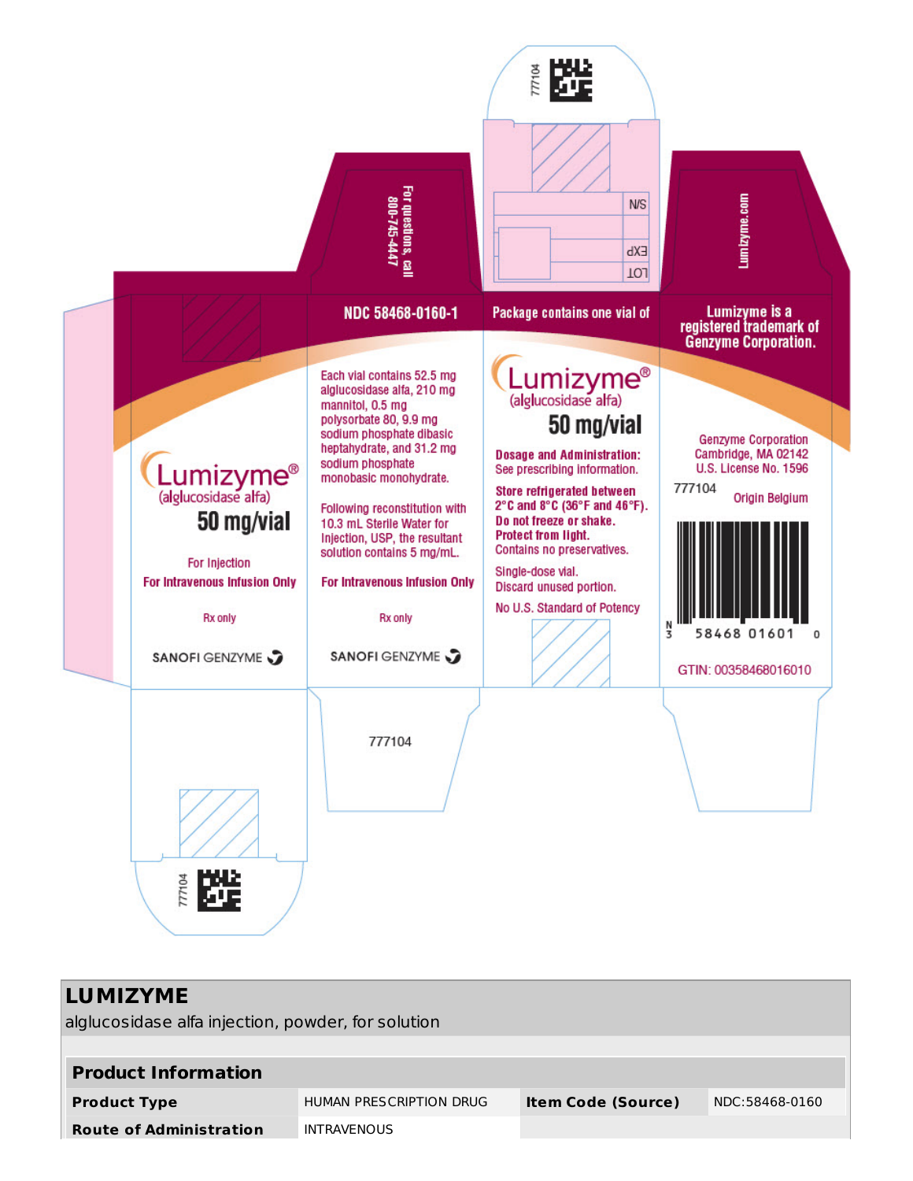For questions, call 800-745-4447

NDC 58468-0160-1

Lumizyme®
(alglucosidase alfa)
50 mg/vial

For Injection
For Intravenous Infusion Only

Rx only

SANOFI GENZYME

Each vial contains 52.5 mg alglucosidase alfa, 210 mg mannitol, 0.5 mg polysorbate 80, 9.9 mg sodium phosphate dibasic heptahydrate, and 31.2 mg sodium phosphate monobasic monohydrate.

Following reconstitution with 10.3 mL Sterile Water for Injection, USP, the resultant solution contains 5 mg/mL.

For Intravenous Infusion Only

Rx only

SANOFI GENZYME

Package contains one vial of

Lumizyme®
(alglucosidase alfa)
50 mg/vial

**Dosage and Administration:**
See prescribing information.

**Store refrigerated between 2°C and 8°C (36°F and 46°F).**
**Do not freeze or shake.**
**Protect from light.**
Contains no preservatives.

Single-dose vial.
Discard unused portion.

No U.S. Standard of Potency

N/S
EXP
LOT

Lumizyme.com

Lumizyme is a registered trademark of Genzyme Corporation.

Genzyme Corporation
Cambridge, MA 02142
U.S. License No. 1596

777104

Origin Belgium

N 3 58468 01601 0

GTIN: 00358468016010

777104

## LUMIZYME

alglucosidase alfa injection, powder, for solution

| **Product Information** | | | |
|---|---|---|---|
| **Product Type** | HUMAN PRESCRIPTION DRUG | **Item Code (Source)** | NDC:58468-0160 |
| **Route of Administration** | INTRAVENOUS | | |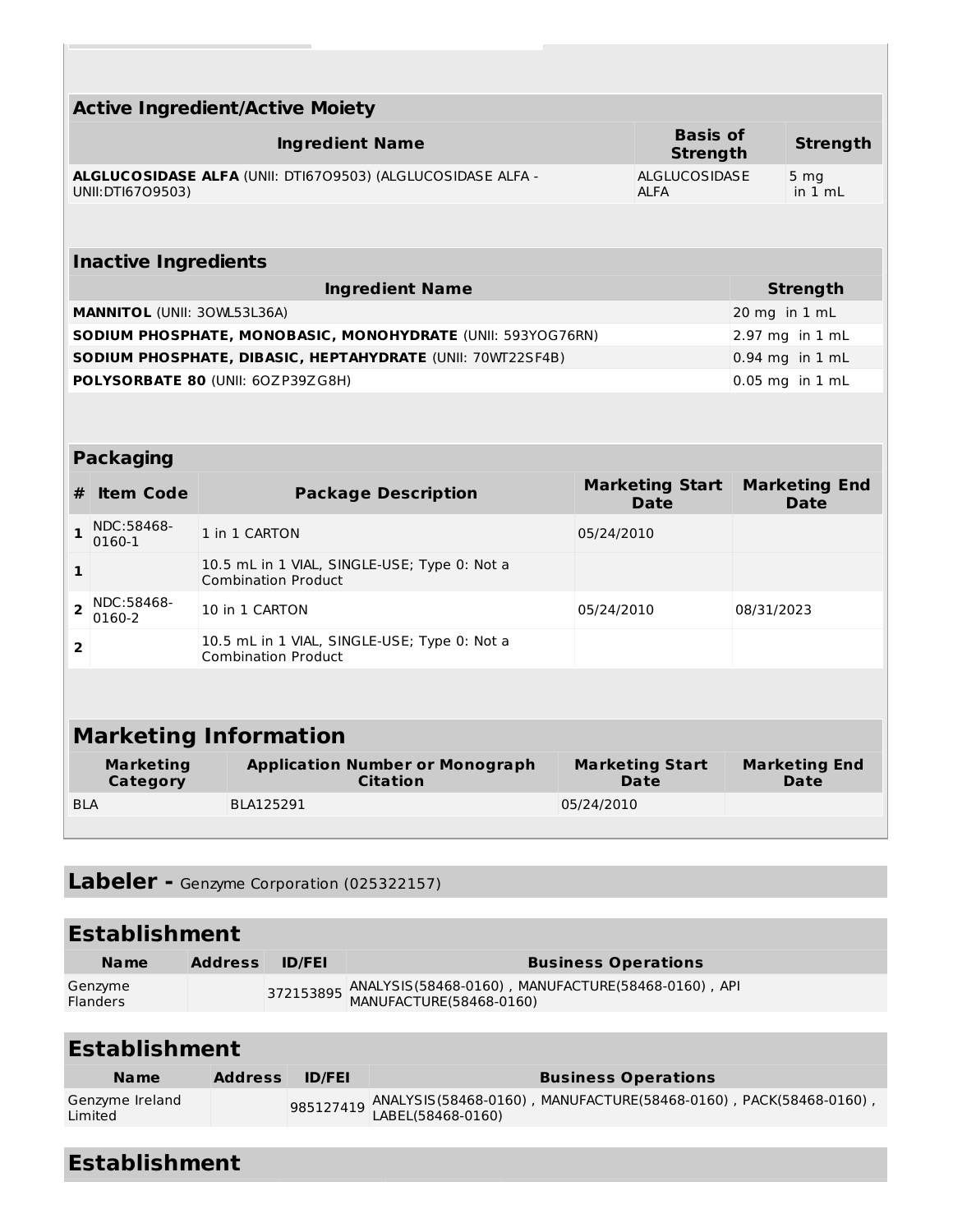| Active Ingredient/Active Moiety | | |
|---|---|---|
| **Ingredient Name** | **Basis of Strength** | **Strength** |
| **ALGLUCOSIDASE ALFA** (UNII: DTI67O9503) (ALGLUCOSIDASE ALFA - UNII:DTI67O9503) | ALGLUCOSIDASE ALFA | 5 mg in 1 mL |

| Inactive Ingredients | |
|---|---|
| **Ingredient Name** | **Strength** |
| **MANNITOL** (UNII: 3OWL53L36A) | 20 mg in 1 mL |
| **SODIUM PHOSPHATE, MONOBASIC, MONOHYDRATE** (UNII: 593YOG76RN) | 2.97 mg in 1 mL |
| **SODIUM PHOSPHATE, DIBASIC, HEPTAHYDRATE** (UNII: 70WT22SF4B) | 0.94 mg in 1 mL |
| **POLYSORBATE 80** (UNII: 6OZP39ZG8H) | 0.05 mg in 1 mL |

| Packaging | | | | |
|---|---|---|---|---|
| **#** | **Item Code** | **Package Description** | **Marketing Start Date** | **Marketing End Date** |
| 1 | NDC:58468-0160-1 | 1 in 1 CARTON | 05/24/2010 | |
| 1 | | 10.5 mL in 1 VIAL, SINGLE-USE; Type 0: Not a Combination Product | | |
| 2 | NDC:58468-0160-2 | 10 in 1 CARTON | 05/24/2010 | 08/31/2023 |
| 2 | | 10.5 mL in 1 VIAL, SINGLE-USE; Type 0: Not a Combination Product | | |

| Marketing Information | | | |
|---|---|---|---|
| **Marketing Category** | **Application Number or Monograph Citation** | **Marketing Start Date** | **Marketing End Date** |
| BLA | BLA125291 | 05/24/2010 | |

## Labeler - Genzyme Corporation (025322157)

| Establishment | | | |
|---|---|---|---|
| **Name** | **Address** | **ID/FEI** | **Business Operations** |
| Genzyme Flanders | | 372153895 | ANALYSIS(58468-0160) , MANUFACTURE(58468-0160) , API MANUFACTURE(58468-0160) |

| Establishment | | | |
|---|---|---|---|
| **Name** | **Address** | **ID/FEI** | **Business Operations** |
| Genzyme Ireland Limited | | 985127419 | ANALYSIS(58468-0160) , MANUFACTURE(58468-0160) , PACK(58468-0160) , LABEL(58468-0160) |

## Establishment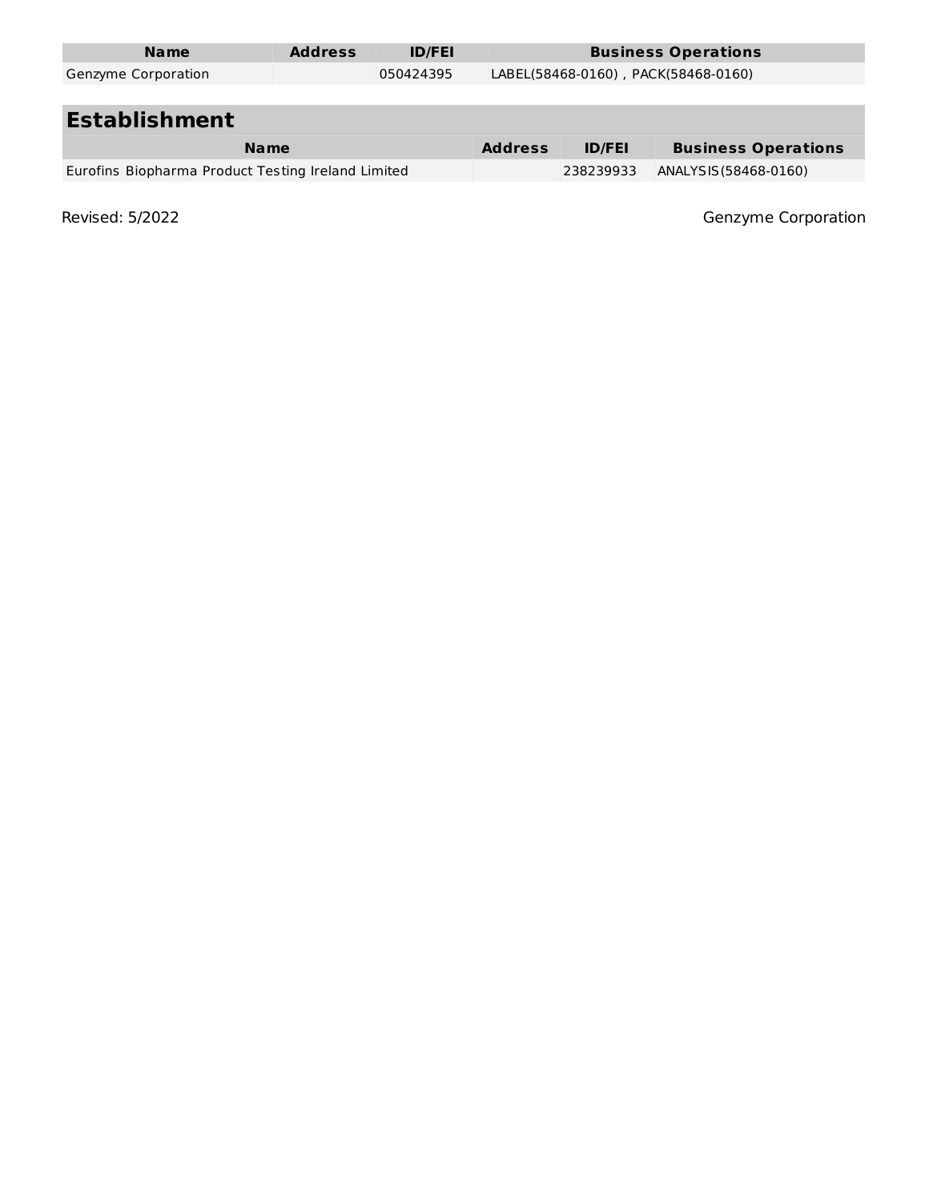| Name | Address | ID/FEI | Business Operations |
| --- | --- | --- | --- |
| Genzyme Corporation | | 050424395 | LABEL(58468-0160) , PACK(58468-0160) |

## Establishment

| Name | Address | ID/FEI | Business Operations |
| --- | --- | --- | --- |
| Eurofins Biopharma Product Testing Ireland Limited | | 238239933 | ANALYSIS(58468-0160) |

Revised: 5/2022

Genzyme Corporation